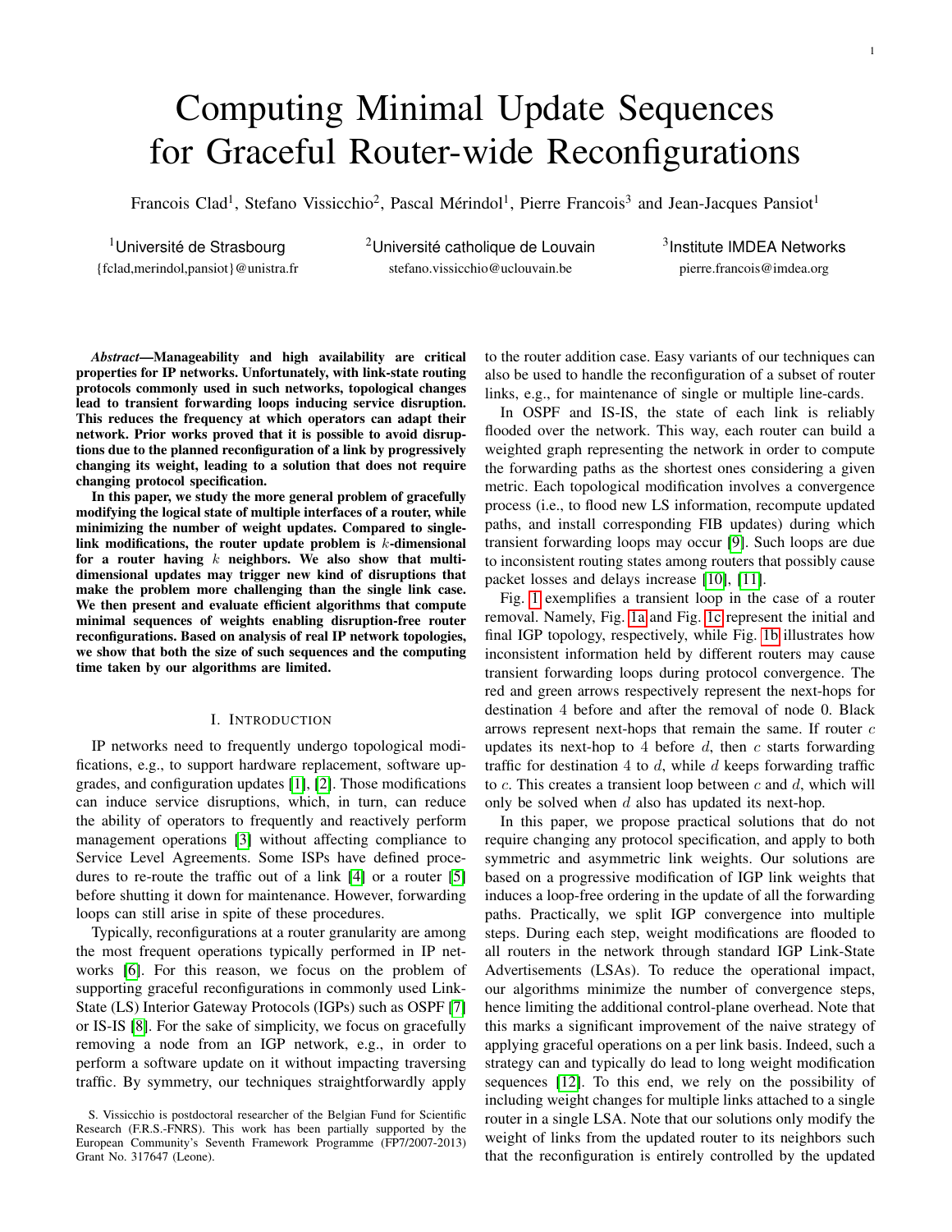# Computing Minimal Update Sequences for Graceful Router-wide Reconfigurations

Francois Clad[1], Stefano Vissicchio[2], Pascal Mérindol[1], Pierre Francois[3] and Jean-Jacques Pansiot[1]

[1]Université de Strasbourg
{fclad,merindol,pansiot}@unistra.fr

[2]Université catholique de Louvain
stefano.vissicchio@uclouvain.be

[3]Institute IMDEA Networks
pierre.francois@imdea.org

***Abstract*—Manageability and high availability are critical properties for IP networks. Unfortunately, with link-state routing protocols commonly used in such networks, topological changes lead to transient forwarding loops inducing service disruption. This reduces the frequency at which operators can adapt their network. Prior works proved that it is possible to avoid disruptions due to the planned reconfiguration of a link by progressively changing its weight, leading to a solution that does not require changing protocol specification.**

**In this paper, we study the more general problem of gracefully modifying the logical state of multiple interfaces of a router, while minimizing the number of weight updates. Compared to single-link modifications, the router update problem is $k$-dimensional for a router having $k$ neighbors. We also show that multi-dimensional updates may trigger new kind of disruptions that make the problem more challenging than the single link case. We then present and evaluate efficient algorithms that compute minimal sequences of weights enabling disruption-free router reconfigurations. Based on analysis of real IP network topologies, we show that both the size of such sequences and the computing time taken by our algorithms are limited.**

## I. Introduction

IP networks need to frequently undergo topological modifications, e.g., to support hardware replacement, software upgrades, and configuration updates [1], [2]. Those modifications can induce service disruptions, which, in turn, can reduce the ability of operators to frequently and reactively perform management operations [3] without affecting compliance to Service Level Agreements. Some ISPs have defined procedures to re-route the traffic out of a link [4] or a router [5] before shutting it down for maintenance. However, forwarding loops can still arise in spite of these procedures.

Typically, reconfigurations at a router granularity are among the most frequent operations typically performed in IP networks [6]. For this reason, we focus on the problem of supporting graceful reconfigurations in commonly used Link-State (LS) Interior Gateway Protocols (IGPs) such as OSPF [7] or IS-IS [8]. For the sake of simplicity, we focus on gracefully removing a node from an IGP network, e.g., in order to perform a software update on it without impacting traversing traffic. By symmetry, our techniques straightforwardly apply to the router addition case. Easy variants of our techniques can also be used to handle the reconfiguration of a subset of router links, e.g., for maintenance of single or multiple line-cards.

In OSPF and IS-IS, the state of each link is reliably flooded over the network. This way, each router can build a weighted graph representing the network in order to compute the forwarding paths as the shortest ones considering a given metric. Each topological modification involves a convergence process (i.e., to flood new LS information, recompute updated paths, and install corresponding FIB updates) during which transient forwarding loops may occur [9]. Such loops are due to inconsistent routing states among routers that possibly cause packet losses and delays increase [10], [11].

Fig. 1 exemplifies a transient loop in the case of a router removal. Namely, Fig. 1a and Fig. 1c represent the initial and final IGP topology, respectively, while Fig. 1b illustrates how inconsistent information held by different routers may cause transient forwarding loops during protocol convergence. The red and green arrows respectively represent the next-hops for destination 4 before and after the removal of node 0. Black arrows represent next-hops that remain the same. If router $c$ updates its next-hop to 4 before $d$, then $c$ starts forwarding traffic for destination 4 to $d$, while $d$ keeps forwarding traffic to $c$. This creates a transient loop between $c$ and $d$, which will only be solved when $d$ also has updated its next-hop.

In this paper, we propose practical solutions that do not require changing any protocol specification, and apply to both symmetric and asymmetric link weights. Our solutions are based on a progressive modification of IGP link weights that induces a loop-free ordering in the update of all the forwarding paths. Practically, we split IGP convergence into multiple steps. During each step, weight modifications are flooded to all routers in the network through standard IGP Link-State Advertisements (LSAs). To reduce the operational impact, our algorithms minimize the number of convergence steps, hence limiting the additional control-plane overhead. Note that this marks a significant improvement of the naive strategy of applying graceful operations on a per link basis. Indeed, such a strategy can and typically do lead to long weight modification sequences [12]. To this end, we rely on the possibility of including weight changes for multiple links attached to a single router in a single LSA. Note that our solutions only modify the weight of links from the updated router to its neighbors such that the reconfiguration is entirely controlled by the updated

S. Vissicchio is postdoctoral researcher of the Belgian Fund for Scientific Research (F.R.S.-FNRS). This work has been partially supported by the European Community's Seventh Framework Programme (FP7/2007-2013) Grant No. 317647 (Leone).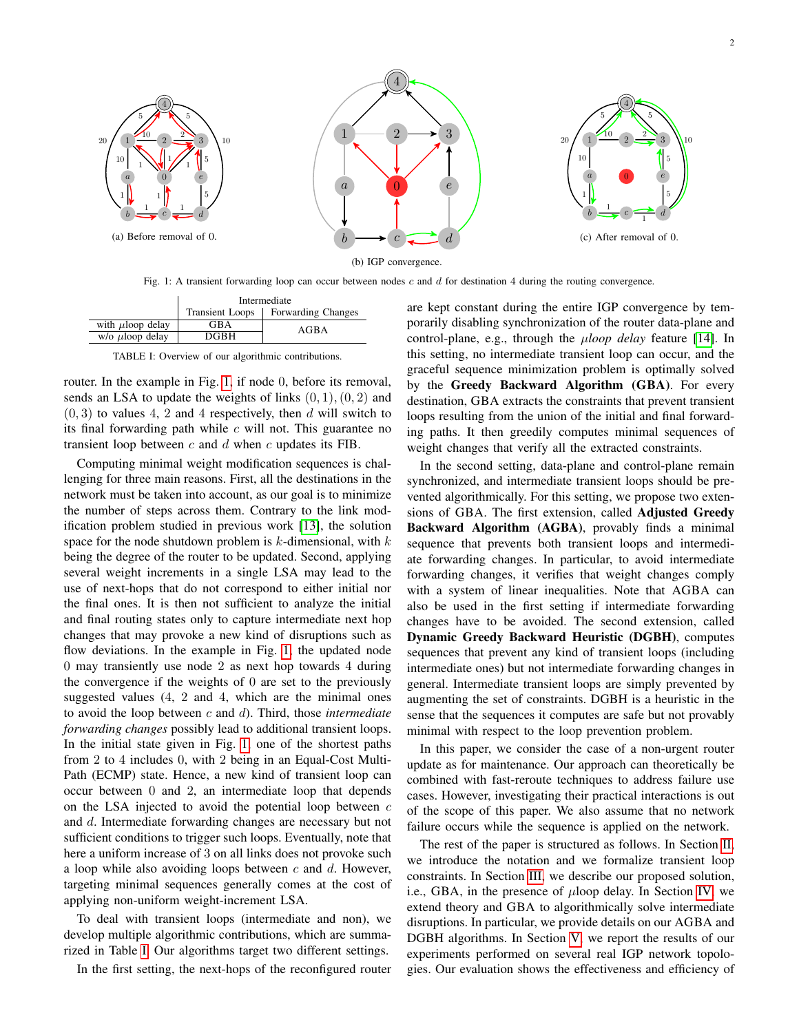(a) Before removal of 0.

(b) IGP convergence.

(c) After removal of 0.

Fig. 1: A transient forwarding loop can occur between nodes $c$ and $d$ for destination 4 during the routing convergence.

| | Intermediate Transient Loops | Intermediate Forwarding Changes |
|---|---|---|
| with $\mu$loop delay | GBA | AGBA |
| w/o $\mu$loop delay | DGBH | AGBA |

TABLE I: Overview of our algorithmic contributions.

router. In the example in Fig. 1, if node 0, before its removal, sends an LSA to update the weights of links $(0, 1), (0, 2)$ and $(0, 3)$ to values 4, 2 and 4 respectively, then $d$ will switch to its final forwarding path while $c$ will not. This guarantee no transient loop between $c$ and $d$ when $c$ updates its FIB.

Computing minimal weight modification sequences is challenging for three main reasons. First, all the destinations in the network must be taken into account, as our goal is to minimize the number of steps across them. Contrary to the link modification problem studied in previous work [13], the solution space for the node shutdown problem is $k$-dimensional, with $k$ being the degree of the router to be updated. Second, applying several weight increments in a single LSA may lead to the use of next-hops that do not correspond to either initial nor the final ones. It is then not sufficient to analyze the initial and final routing states only to capture intermediate next hop changes that may provoke a new kind of disruptions such as flow deviations. In the example in Fig. 1, the updated node 0 may transiently use node 2 as next hop towards 4 during the convergence if the weights of 0 are set to the previously suggested values (4, 2 and 4, which are the minimal ones to avoid the loop between $c$ and $d$). Third, those *intermediate forwarding changes* possibly lead to additional transient loops. In the initial state given in Fig. 1, one of the shortest paths from 2 to 4 includes 0, with 2 being in an Equal-Cost Multi-Path (ECMP) state. Hence, a new kind of transient loop can occur between 0 and 2, an intermediate loop that depends on the LSA injected to avoid the potential loop between $c$ and $d$. Intermediate forwarding changes are necessary but not sufficient conditions to trigger such loops. Eventually, note that here a uniform increase of 3 on all links does not provoke such a loop while also avoiding loops between $c$ and $d$. However, targeting minimal sequences generally comes at the cost of applying non-uniform weight-increment LSA.

To deal with transient loops (intermediate and non), we develop multiple algorithmic contributions, which are summarized in Table I. Our algorithms target two different settings.

In the first setting, the next-hops of the reconfigured router are kept constant during the entire IGP convergence by temporarily disabling synchronization of the router data-plane and control-plane, e.g., through the *$\mu$loop delay* feature [14]. In this setting, no intermediate transient loop can occur, and the graceful sequence minimization problem is optimally solved by the **Greedy Backward Algorithm (GBA)**. For every destination, GBA extracts the constraints that prevent transient loops resulting from the union of the initial and final forwarding paths. It then greedily computes minimal sequences of weight changes that verify all the extracted constraints.

In the second setting, data-plane and control-plane remain synchronized, and intermediate transient loops should be prevented algorithmically. For this setting, we propose two extensions of GBA. The first extension, called **Adjusted Greedy Backward Algorithm (AGBA)**, provably finds a minimal sequence that prevents both transient loops and intermediate forwarding changes. In particular, to avoid intermediate forwarding changes, it verifies that weight changes comply with a system of linear inequalities. Note that AGBA can also be used in the first setting if intermediate forwarding changes have to be avoided. The second extension, called **Dynamic Greedy Backward Heuristic (DGBH)**, computes sequences that prevent any kind of transient loops (including intermediate ones) but not intermediate forwarding changes in general. Intermediate transient loops are simply prevented by augmenting the set of constraints. DGBH is a heuristic in the sense that the sequences it computes are safe but not provably minimal with respect to the loop prevention problem.

In this paper, we consider the case of a non-urgent router update as for maintenance. Our approach can theoretically be combined with fast-reroute techniques to address failure use cases. However, investigating their practical interactions is out of the scope of this paper. We also assume that no network failure occurs while the sequence is applied on the network.

The rest of the paper is structured as follows. In Section II, we introduce the notation and we formalize transient loop constraints. In Section III, we describe our proposed solution, i.e., GBA, in the presence of $\mu$loop delay. In Section IV, we extend theory and GBA to algorithmically solve intermediate disruptions. In particular, we provide details on our AGBA and DGBH algorithms. In Section V, we report the results of our experiments performed on several real IGP network topologies. Our evaluation shows the effectiveness and efficiency of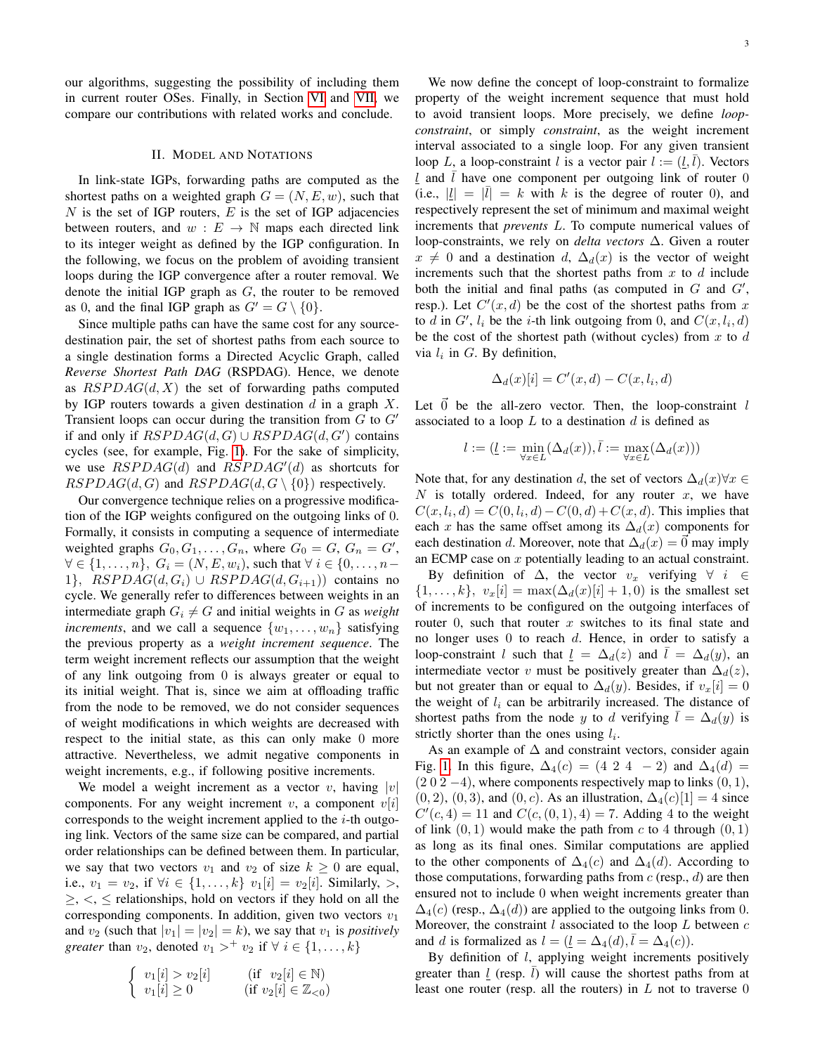our algorithms, suggesting the possibility of including them in current router OSes. Finally, in Section VI and VII, we compare our contributions with related works and conclude.

## II. Model and Notations

In link-state IGPs, forwarding paths are computed as the shortest paths on a weighted graph $G = (N, E, w)$, such that $N$ is the set of IGP routers, $E$ is the set of IGP adjacencies between routers, and $w : E \rightarrow \mathbb{N}$ maps each directed link to its integer weight as defined by the IGP configuration. In the following, we focus on the problem of avoiding transient loops during the IGP convergence after a router removal. We denote the initial IGP graph as $G$, the router to be removed as 0, and the final IGP graph as $G' = G \setminus \{0\}$.

Since multiple paths can have the same cost for any source-destination pair, the set of shortest paths from each source to a single destination forms a Directed Acyclic Graph, called *Reverse Shortest Path DAG* (RSPDAG). Hence, we denote as $RSPDAG(d, X)$ the set of forwarding paths computed by IGP routers towards a given destination $d$ in a graph $X$. Transient loops can occur during the transition from $G$ to $G'$ if and only if $RSPDAG(d, G) \cup RSPDAG(d, G')$ contains cycles (see, for example, Fig. 1). For the sake of simplicity, we use $RSPDAG(d)$ and $RSPDAG'(d)$ as shortcuts for $RSPDAG(d, G)$ and $RSPDAG(d, G \setminus \{0\})$ respectively.

Our convergence technique relies on a progressive modification of the IGP weights configured on the outgoing links of 0. Formally, it consists in computing a sequence of intermediate weighted graphs $G_0, G_1, \ldots, G_n$, where $G_0 = G$, $G_n = G'$, $\forall \in \{1, \ldots, n\}$, $G_i = (N, E, w_i)$, such that $\forall\ i \in \{0, \ldots, n-1\}$, $RSPDAG(d, G_i) \cup RSPDAG(d, G_{i+1}))$ contains no cycle. We generally refer to differences between weights in an intermediate graph $G_i \neq G$ and initial weights in $G$ as *weight increments*, and we call a sequence $\{w_1, \ldots, w_n\}$ satisfying the previous property as a *weight increment sequence*. The term weight increment reflects our assumption that the weight of any link outgoing from 0 is always greater or equal to its initial weight. That is, since we aim at offloading traffic from the node to be removed, we do not consider sequences of weight modifications in which weights are decreased with respect to the initial state, as this can only make 0 more attractive. Nevertheless, we admit negative components in weight increments, e.g., if following positive increments.

We model a weight increment as a vector $v$, having $|v|$ components. For any weight increment $v$, a component $v[i]$ corresponds to the weight increment applied to the $i$-th outgoing link. Vectors of the same size can be compared, and partial order relationships can be defined between them. In particular, we say that two vectors $v_1$ and $v_2$ of size $k \geq 0$ are equal, i.e., $v_1 = v_2$, if $\forall i \in \{1, \ldots, k\}$ $v_1[i] = v_2[i]$. Similarly, $>$, $\geq$, $<$, $\leq$ relationships, hold on vectors if they hold on all the corresponding components. In addition, given two vectors $v_1$ and $v_2$ (such that $|v_1| = |v_2| = k$), we say that $v_1$ is *positively greater* than $v_2$, denoted $v_1 >^+ v_2$ if $\forall\ i \in \{1, \ldots, k\}$

$$\begin{cases} v_1[i] > v_2[i] & \text{(if } v_2[i] \in \mathbb{N}) \\ v_1[i] \geq 0 & \text{(if } v_2[i] \in \mathbb{Z}_{<0}) \end{cases}$$

We now define the concept of loop-constraint to formalize property of the weight increment sequence that must hold to avoid transient loops. More precisely, we define *loop-constraint*, or simply *constraint*, as the weight increment interval associated to a single loop. For any given transient loop $L$, a loop-constraint $l$ is a vector pair $l := (\underline{l}, \bar{l})$. Vectors $\underline{l}$ and $\bar{l}$ have one component per outgoing link of router 0 (i.e., $|\underline{l}| = |\bar{l}| = k$ with $k$ is the degree of router 0), and respectively represent the set of minimum and maximal weight increments that *prevents* $L$. To compute numerical values of loop-constraints, we rely on *delta vectors* $\Delta$. Given a router $x \neq 0$ and a destination $d$, $\Delta_d(x)$ is the vector of weight increments such that the shortest paths from $x$ to $d$ include both the initial and final paths (as computed in $G$ and $G'$, resp.). Let $C'(x, d)$ be the cost of the shortest paths from $x$ to $d$ in $G'$, $l_i$ be the $i$-th link outgoing from 0, and $C(x, l_i, d)$ be the cost of the shortest path (without cycles) from $x$ to $d$ via $l_i$ in $G$. By definition,

$$\Delta_d(x)[i] = C'(x, d) - C(x, l_i, d)$$

Let $\vec{0}$ be the all-zero vector. Then, the loop-constraint $l$ associated to a loop $L$ to a destination $d$ is defined as

$$l := (\underline{l} := \min_{\forall x \in L}(\Delta_d(x)), \bar{l} := \max_{\forall x \in L}(\Delta_d(x)))$$

Note that, for any destination $d$, the set of vectors $\Delta_d(x) \forall x \in N$ is totally ordered. Indeed, for any router $x$, we have $C(x, l_i, d) = C(0, l_i, d) - C(0, d) + C(x, d)$. This implies that each $x$ has the same offset among its $\Delta_d(x)$ components for each destination $d$. Moreover, note that $\Delta_d(x) = \vec{0}$ may imply an ECMP case on $x$ potentially leading to an actual constraint.

By definition of $\Delta$, the vector $v_x$ verifying $\forall\ i \in \{1, \ldots, k\}$, $v_x[i] = \max(\Delta_d(x)[i] + 1, 0)$ is the smallest set of increments to be configured on the outgoing interfaces of router 0, such that router $x$ switches to its final state and no longer uses 0 to reach $d$. Hence, in order to satisfy a loop-constraint $l$ such that $\underline{l} = \Delta_d(z)$ and $\bar{l} = \Delta_d(y)$, an intermediate vector $v$ must be positively greater than $\Delta_d(z)$, but not greater than or equal to $\Delta_d(y)$. Besides, if $v_x[i] = 0$ the weight of $l_i$ can be arbitrarily increased. The distance of shortest paths from the node $y$ to $d$ verifying $\bar{l} = \Delta_d(y)$ is strictly shorter than the ones using $l_i$.

As an example of $\Delta$ and constraint vectors, consider again Fig. 1. In this figure, $\Delta_4(c) = (4\ 2\ 4\ \ -2)$ and $\Delta_4(d) = (2\ 0\ 2\ -4)$, where components respectively map to links $(0, 1)$, $(0, 2)$, $(0, 3)$, and $(0, c)$. As an illustration, $\Delta_4(c)[1] = 4$ since $C'(c, 4) = 11$ and $C(c, (0, 1), 4) = 7$. Adding 4 to the weight of link $(0, 1)$ would make the path from $c$ to 4 through $(0, 1)$ as long as its final ones. Similar computations are applied to the other components of $\Delta_4(c)$ and $\Delta_4(d)$. According to those computations, forwarding paths from $c$ (resp., $d$) are then ensured not to include 0 when weight increments greater than $\Delta_4(c)$ (resp., $\Delta_4(d)$) are applied to the outgoing links from 0. Moreover, the constraint $l$ associated to the loop $L$ between $c$ and $d$ is formalized as $l = (\underline{l} = \Delta_4(d), \bar{l} = \Delta_4(c))$.

By definition of $l$, applying weight increments positively greater than $\underline{l}$ (resp. $\bar{l}$) will cause the shortest paths from at least one router (resp. all the routers) in $L$ not to traverse 0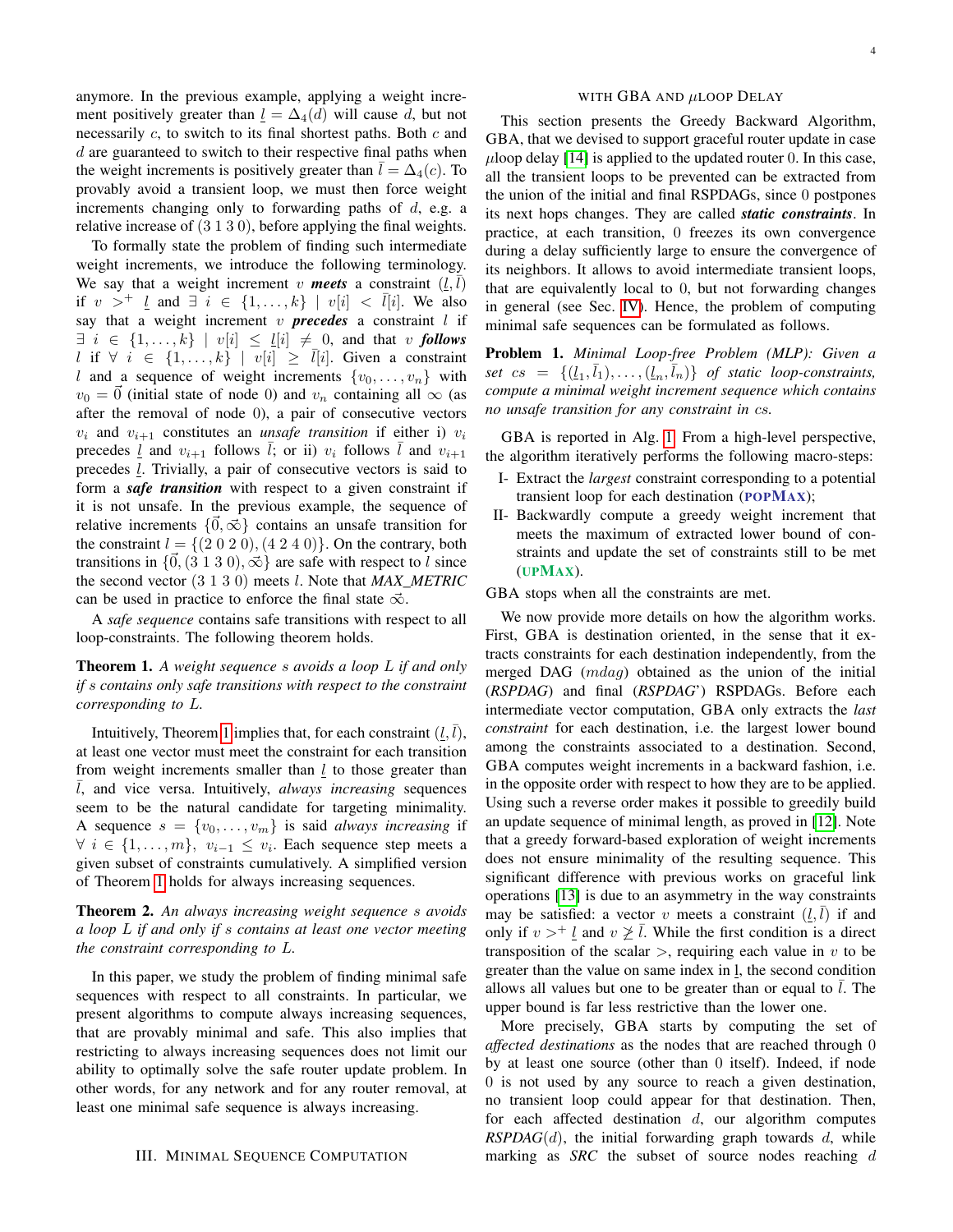anymore. In the previous example, applying a weight increment positively greater than $\underline{l} = \Delta_4(d)$ will cause $d$, but not necessarily $c$, to switch to its final shortest paths. Both $c$ and $d$ are guaranteed to switch to their respective final paths when the weight increments is positively greater than $\bar{l} = \Delta_4(c)$. To provably avoid a transient loop, we must then force weight increments changing only to forwarding paths of $d$, e.g. a relative increase of $(3\ 1\ 3\ 0)$, before applying the final weights.

To formally state the problem of finding such intermediate weight increments, we introduce the following terminology. We say that a weight increment $v$ ***meets*** a constraint $(\underline{l}, \bar{l})$ if $v >^{+} \underline{l}$ and $\exists\ i \in \{1, \ldots, k\} \mid v[i] < \bar{l}[i]$. We also say that a weight increment $v$ ***precedes*** a constraint $l$ if $\exists\ i \in \{1, \ldots, k\} \mid v[i] \leq \underline{l}[i] \neq 0$, and that $v$ ***follows*** $l$ if $\forall\ i \in \{1, \ldots, k\} \mid v[i] \geq \bar{l}[i]$. Given a constraint $l$ and a sequence of weight increments $\{v_0, \ldots, v_n\}$ with $v_0 = \vec{0}$ (initial state of node 0) and $v_n$ containing all $\infty$ (as after the removal of node 0), a pair of consecutive vectors $v_i$ and $v_{i+1}$ constitutes an *unsafe transition* if either i) $v_i$ precedes $\underline{l}$ and $v_{i+1}$ follows $\bar{l}$; or ii) $v_i$ follows $\bar{l}$ and $v_{i+1}$ precedes $\underline{l}$. Trivially, a pair of consecutive vectors is said to form a ***safe transition*** with respect to a given constraint if it is not unsafe. In the previous example, the sequence of relative increments $\{\vec{0}, \vec{\infty}\}$ contains an unsafe transition for the constraint $l = \{(2\ 0\ 2\ 0), (4\ 2\ 4\ 0)\}$. On the contrary, both transitions in $\{\vec{0}, (3\ 1\ 3\ 0), \vec{\infty}\}$ are safe with respect to $l$ since the second vector $(3\ 1\ 3\ 0)$ meets $l$. Note that *MAX_METRIC* can be used in practice to enforce the final state $\vec{\infty}$.

A *safe sequence* contains safe transitions with respect to all loop-constraints. The following theorem holds.

**Theorem 1.** *A weight sequence $s$ avoids a loop $L$ if and only if $s$ contains only safe transitions with respect to the constraint corresponding to $L$.*

Intuitively, Theorem 1 implies that, for each constraint $(\underline{l}, \bar{l})$, at least one vector must meet the constraint for each transition from weight increments smaller than $\underline{l}$ to those greater than $\bar{l}$, and vice versa. Intuitively, *always increasing* sequences seem to be the natural candidate for targeting minimality. A sequence $s = \{v_0, \ldots, v_m\}$ is said *always increasing* if $\forall\ i \in \{1, \ldots, m\},\ v_{i-1} \leq v_i$. Each sequence step meets a given subset of constraints cumulatively. A simplified version of Theorem 1 holds for always increasing sequences.

**Theorem 2.** *An always increasing weight sequence $s$ avoids a loop $L$ if and only if $s$ contains at least one vector meeting the constraint corresponding to $L$.*

In this paper, we study the problem of finding minimal safe sequences with respect to all constraints. In particular, we present algorithms to compute always increasing sequences, that are provably minimal and safe. This also implies that restricting to always increasing sequences does not limit our ability to optimally solve the safe router update problem. In other words, for any network and for any router removal, at least one minimal safe sequence is always increasing.

## III. Minimal Sequence Computation with GBA and $\mu$loop Delay

This section presents the Greedy Backward Algorithm, GBA, that we devised to support graceful router update in case $\mu$loop delay [14] is applied to the updated router 0. In this case, all the transient loops to be prevented can be extracted from the union of the initial and final RSPDAGs, since 0 postpones its next hops changes. They are called ***static constraints***. In practice, at each transition, 0 freezes its own convergence during a delay sufficiently large to ensure the convergence of its neighbors. It allows to avoid intermediate transient loops, that are equivalently local to 0, but not forwarding changes in general (see Sec. IV). Hence, the problem of computing minimal safe sequences can be formulated as follows.

**Problem 1.** *Minimal Loop-free Problem (MLP): Given a set $cs = \{(\underline{l}_1, \bar{l}_1), \ldots, (\underline{l}_n, \bar{l}_n)\}$ of static loop-constraints, compute a minimal weight increment sequence which contains no unsafe transition for any constraint in $cs$.*

GBA is reported in Alg. 1. From a high-level perspective, the algorithm iteratively performs the following macro-steps:

I- Extract the *largest* constraint corresponding to a potential transient loop for each destination (POPMAX);

II- Backwardly compute a greedy weight increment that meets the maximum of extracted lower bound of constraints and update the set of constraints still to be met (UPMAX).

GBA stops when all the constraints are met.

We now provide more details on how the algorithm works. First, GBA is destination oriented, in the sense that it extracts constraints for each destination independently, from the merged DAG ($mdag$) obtained as the union of the initial (*RSPDAG*) and final (*RSPDAG*') RSPDAGs. Before each intermediate vector computation, GBA only extracts the *last constraint* for each destination, i.e. the largest lower bound among the constraints associated to a destination. Second, GBA computes weight increments in a backward fashion, i.e. in the opposite order with respect to how they are to be applied. Using such a reverse order makes it possible to greedily build an update sequence of minimal length, as proved in [12]. Note that a greedy forward-based exploration of weight increments does not ensure minimality of the resulting sequence. This significant difference with previous works on graceful link operations [13] is due to an asymmetry in the way constraints may be satisfied: a vector $v$ meets a constraint $(\underline{l}, \bar{l})$ if and only if $v >^{+} \underline{l}$ and $v \ngeq \bar{l}$. While the first condition is a direct transposition of the scalar $>$, requiring each value in $v$ to be greater than the value on same index in $\underline{l}$, the second condition allows all values but one to be greater than or equal to $\bar{l}$. The upper bound is far less restrictive than the lower one.

More precisely, GBA starts by computing the set of *affected destinations* as the nodes that are reached through 0 by at least one source (other than 0 itself). Indeed, if node 0 is not used by any source to reach a given destination, no transient loop could appear for that destination. Then, for each affected destination $d$, our algorithm computes *RSPDAG*$(d)$, the initial forwarding graph towards $d$, while marking as *SRC* the subset of source nodes reaching $d$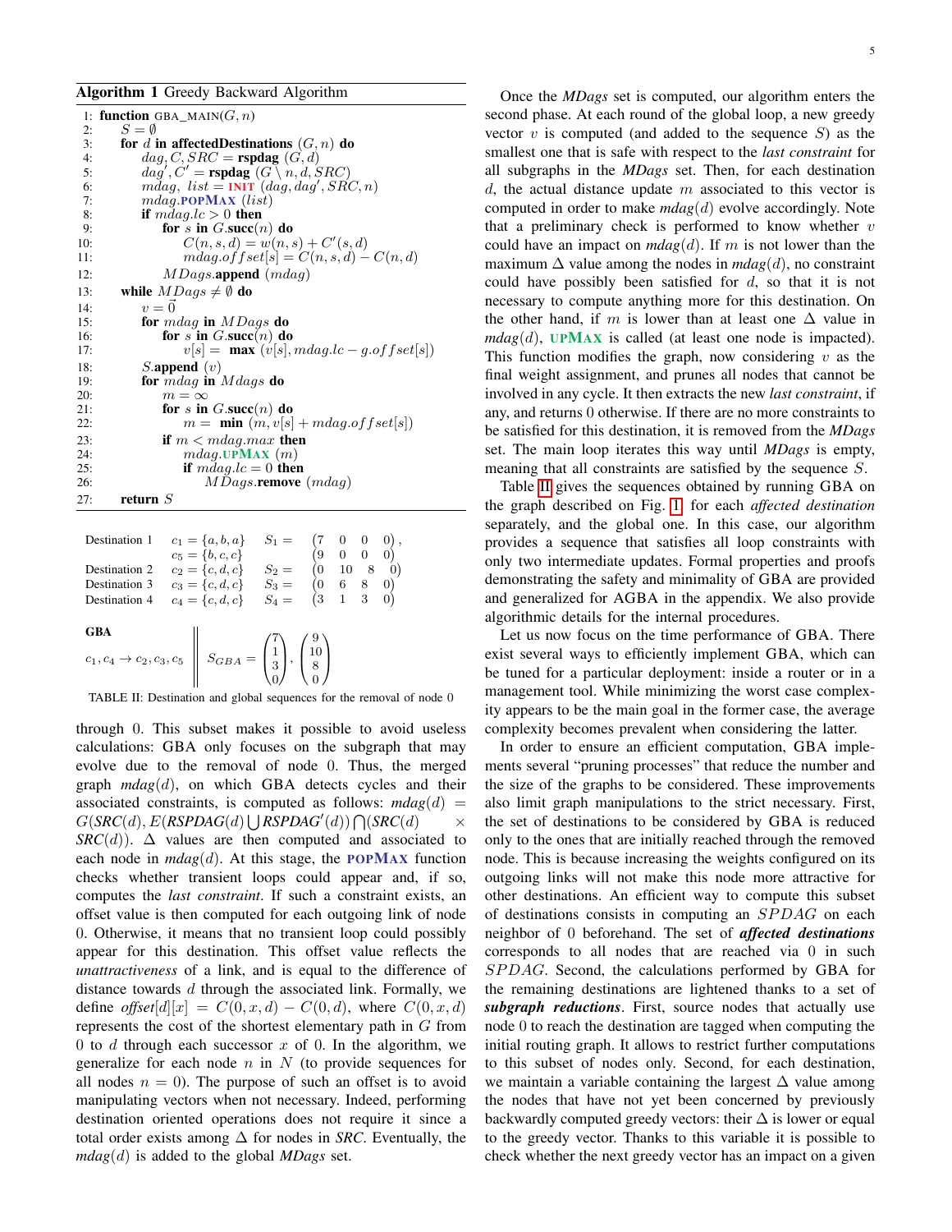**Algorithm 1** Greedy Backward Algorithm

```
1:  function GBA_MAIN(G, n)
2:      S = ∅
3:      for d in affectedDestinations (G, n) do
4:          dag, C, SRC = rspdag (G, d)
5:          dag', C' = rspdag (G \ n, d, SRC)
6:          mdag, list = INIT (dag, dag', SRC, n)
7:          mdag.POPMAX (list)
8:          if mdag.lc > 0 then
9:              for s in G.succ(n) do
10:                 C(n, s, d) = w(n, s) + C'(s, d)
11:                 mdag.offset[s] = C(n, s, d) − C(n, d)
12:         MDags.append (mdag)
13:     while MDags ≠ ∅ do
14:         v = 0⃗
15:         for mdag in MDags do
16:             for s in G.succ(n) do
17:                 v[s] = max (v[s], mdag.lc − g.offset[s])
18:         S.append (v)
19:         for mdag in Mdags do
20:             m = ∞
21:             for s in G.succ(n) do
22:                 m = min (m, v[s] + mdag.offset[s])
23:             if m < mdag.max then
24:                 mdag.UPMAX (m)
25:                 if mdag.lc = 0 then
26:                     MDags.remove (mdag)
27:     return S
```

| Destination | Constraints | Sequence |
|---|---|---|
| Destination 1 | $c_1 = \{a, b, a\}$, $c_5 = \{b, c, c\}$ | $S_1 = \begin{pmatrix} 7 & 0 & 0 & 0 \end{pmatrix}, \begin{pmatrix} 9 & 0 & 0 & 0 \end{pmatrix}$ |
| Destination 2 | $c_2 = \{c, d, c\}$ | $S_2 = \begin{pmatrix} 0 & 10 & 8 & 0 \end{pmatrix}$ |
| Destination 3 | $c_3 = \{c, d, c\}$ | $S_3 = \begin{pmatrix} 0 & 6 & 8 & 0 \end{pmatrix}$ |
| Destination 4 | $c_4 = \{c, d, c\}$ | $S_4 = \begin{pmatrix} 3 & 1 & 3 & 0 \end{pmatrix}$ |

**GBA**

$c_1, c_4 \rightarrow c_2, c_3, c_5$ $\quad\Big\|\quad$ $S_{GBA} = \begin{pmatrix} 7 \\ 1 \\ 3 \\ 0 \end{pmatrix}, \begin{pmatrix} 9 \\ 10 \\ 8 \\ 0 \end{pmatrix}$

TABLE II: Destination and global sequences for the removal of node 0

through 0. This subset makes it possible to avoid useless calculations: GBA only focuses on the subgraph that may evolve due to the removal of node 0. Thus, the merged graph *mdag*$(d)$, on which GBA detects cycles and their associated constraints, is computed as follows: *mdag*$(d) = G(SRC(d), E(RSPDAG(d) \bigcup RSPDAG'(d)) \bigcap (SRC(d) \times SRC(d))$. $\Delta$ values are then computed and associated to each node in *mdag*$(d)$. At this stage, the POPMAX function checks whether transient loops could appear and, if so, computes the *last constraint*. If such a constraint exists, an offset value is then computed for each outgoing link of node 0. Otherwise, it means that no transient loop could possibly appear for this destination. This offset value reflects the *unattractiveness* of a link, and is equal to the difference of distance towards $d$ through the associated link. Formally, we define *offset*$[d][x] = C(0, x, d) - C(0, d)$, where $C(0, x, d)$ represents the cost of the shortest elementary path in $G$ from 0 to $d$ through each successor $x$ of 0. In the algorithm, we generalize for each node $n$ in $N$ (to provide sequences for all nodes $n = 0$). The purpose of such an offset is to avoid manipulating vectors when not necessary. Indeed, performing destination oriented operations does not require it since a total order exists among $\Delta$ for nodes in *SRC*. Eventually, the *mdag*$(d)$ is added to the global *MDags* set.

Once the *MDags* set is computed, our algorithm enters the second phase. At each round of the global loop, a new greedy vector $v$ is computed (and added to the sequence $S$) as the smallest one that is safe with respect to the *last constraint* for all subgraphs in the *MDags* set. Then, for each destination $d$, the actual distance update $m$ associated to this vector is computed in order to make *mdag*$(d)$ evolve accordingly. Note that a preliminary check is performed to know whether $v$ could have an impact on *mdag*$(d)$. If $m$ is not lower than the maximum $\Delta$ value among the nodes in *mdag*$(d)$, no constraint could have possibly been satisfied for $d$, so that it is not necessary to compute anything more for this destination. On the other hand, if $m$ is lower than at least one $\Delta$ value in *mdag*$(d)$, UPMAX is called (at least one node is impacted). This function modifies the graph, now considering $v$ as the final weight assignment, and prunes all nodes that cannot be involved in any cycle. It then extracts the new *last constraint*, if any, and returns 0 otherwise. If there are no more constraints to be satisfied for this destination, it is removed from the *MDags* set. The main loop iterates this way until *MDags* is empty, meaning that all constraints are satisfied by the sequence $S$.

Table II gives the sequences obtained by running GBA on the graph described on Fig. 1, for each *affected destination* separately, and the global one. In this case, our algorithm provides a sequence that satisfies all loop constraints with only two intermediate updates. Formal properties and proofs demonstrating the safety and minimality of GBA are provided and generalized for AGBA in the appendix. We also provide algorithmic details for the internal procedures.

Let us now focus on the time performance of GBA. There exist several ways to efficiently implement GBA, which can be tuned for a particular deployment: inside a router or in a management tool. While minimizing the worst case complexity appears to be the main goal in the former case, the average complexity becomes prevalent when considering the latter.

In order to ensure an efficient computation, GBA implements several "pruning processes" that reduce the number and the size of the graphs to be considered. These improvements also limit graph manipulations to the strict necessary. First, the set of destinations to be considered by GBA is reduced only to the ones that are initially reached through the removed node. This is because increasing the weights configured on its outgoing links will not make this node more attractive for other destinations. An efficient way to compute this subset of destinations consists in computing an $SPDAG$ on each neighbor of 0 beforehand. The set of ***affected destinations*** corresponds to all nodes that are reached via 0 in such $SPDAG$. Second, the calculations performed by GBA for the remaining destinations are lightened thanks to a set of ***subgraph reductions***. First, source nodes that actually use node 0 to reach the destination are tagged when computing the initial routing graph. It allows to restrict further computations to this subset of nodes only. Second, for each destination, we maintain a variable containing the largest $\Delta$ value among the nodes that have not yet been concerned by previously backwardly computed greedy vectors: their $\Delta$ is lower or equal to the greedy vector. Thanks to this variable it is possible to check whether the next greedy vector has an impact on a given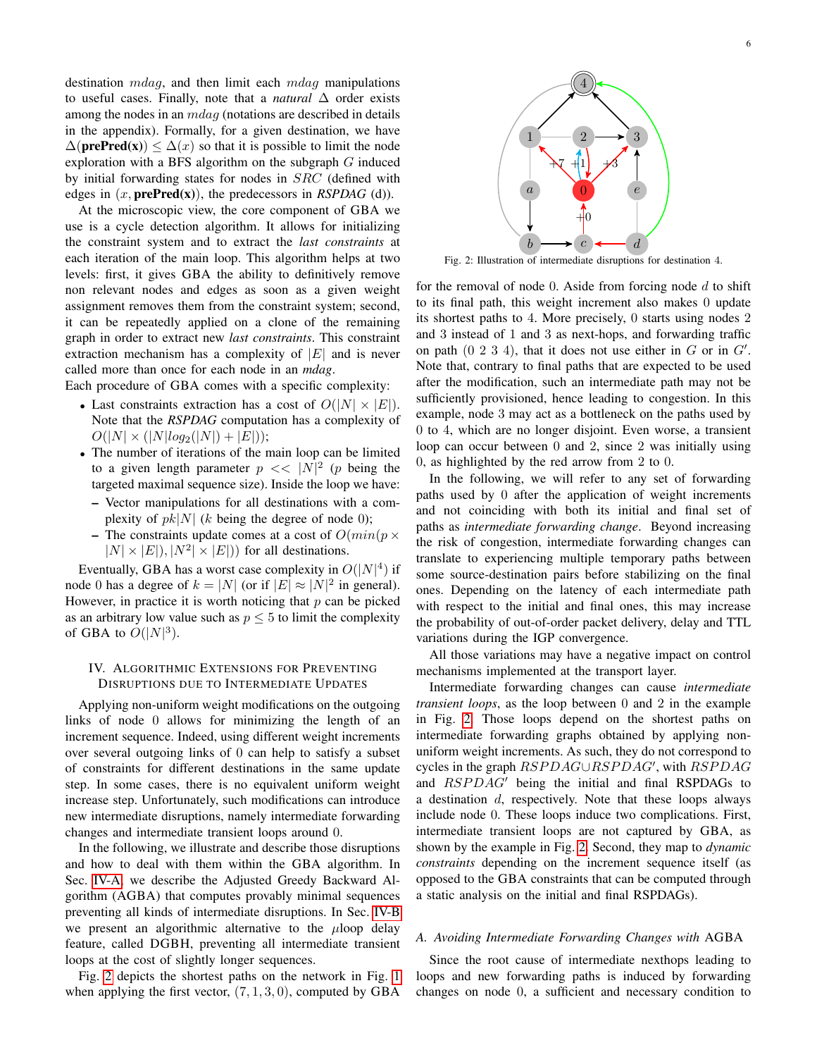destination $mdag$, and then limit each $mdag$ manipulations to useful cases. Finally, note that a *natural* $\Delta$ order exists among the nodes in an $mdag$ (notations are described in details in the appendix). Formally, for a given destination, we have $\Delta(\textbf{prePred(x)}) \leq \Delta(x)$ so that it is possible to limit the node exploration with a BFS algorithm on the subgraph $G$ induced by initial forwarding states for nodes in $SRC$ (defined with edges in $(x, \textbf{prePred(x)})$, the predecessors in *RSPDAG* (d)).

At the microscopic view, the core component of GBA we use is a cycle detection algorithm. It allows for initializing the constraint system and to extract the *last constraints* at each iteration of the main loop. This algorithm helps at two levels: first, it gives GBA the ability to definitively remove non relevant nodes and edges as soon as a given weight assignment removes them from the constraint system; second, it can be repeatedly applied on a clone of the remaining graph in order to extract new *last constraints*. This constraint extraction mechanism has a complexity of $|E|$ and is never called more than once for each node in an *mdag*.

Each procedure of GBA comes with a specific complexity:

- Last constraints extraction has a cost of $O(|N| \times |E|)$. Note that the *RSPDAG* computation has a complexity of $O(|N| \times (|N| log_2(|N|) + |E|))$;
- The number of iterations of the main loop can be limited to a given length parameter $p << |N|^2$ ($p$ being the targeted maximal sequence size). Inside the loop we have:
  - Vector manipulations for all destinations with a complexity of $pk|N|$ ($k$ being the degree of node 0);
  - The constraints update comes at a cost of $O(min(p \times |N| \times |E|), |N^2| \times |E|))$ for all destinations.

Eventually, GBA has a worst case complexity in $O(|N|^4)$ if node 0 has a degree of $k = |N|$ (or if $|E| \approx |N|^2$ in general). However, in practice it is worth noticing that $p$ can be picked as an arbitrary low value such as $p \leq 5$ to limit the complexity of GBA to $O(|N|^3)$.

## IV. Algorithmic Extensions for Preventing Disruptions due to Intermediate Updates

Applying non-uniform weight modifications on the outgoing links of node 0 allows for minimizing the length of an increment sequence. Indeed, using different weight increments over several outgoing links of 0 can help to satisfy a subset of constraints for different destinations in the same update step. In some cases, there is no equivalent uniform weight increase step. Unfortunately, such modifications can introduce new intermediate disruptions, namely intermediate forwarding changes and intermediate transient loops around 0.

In the following, we illustrate and describe those disruptions and how to deal with them within the GBA algorithm. In Sec. IV-A, we describe the Adjusted Greedy Backward Algorithm (AGBA) that computes provably minimal sequences preventing all kinds of intermediate disruptions. In Sec. IV-B we present an algorithmic alternative to the $\mu$loop delay feature, called DGBH, preventing all intermediate transient loops at the cost of slightly longer sequences.

Fig. 2 depicts the shortest paths on the network in Fig. 1 when applying the first vector, $(7, 1, 3, 0)$, computed by GBA

Fig. 2: Illustration of intermediate disruptions for destination 4.

for the removal of node 0. Aside from forcing node $d$ to shift to its final path, this weight increment also makes 0 update its shortest paths to 4. More precisely, 0 starts using nodes 2 and 3 instead of 1 and 3 as next-hops, and forwarding traffic on path (0 2 3 4), that it does not use either in $G$ or in $G'$. Note that, contrary to final paths that are expected to be used after the modification, such an intermediate path may not be sufficiently provisioned, hence leading to congestion. In this example, node 3 may act as a bottleneck on the paths used by 0 to 4, which are no longer disjoint. Even worse, a transient loop can occur between 0 and 2, since 2 was initially using 0, as highlighted by the red arrow from 2 to 0.

In the following, we will refer to any set of forwarding paths used by 0 after the application of weight increments and not coinciding with both its initial and final set of paths as *intermediate forwarding change*. Beyond increasing the risk of congestion, intermediate forwarding changes can translate to experiencing multiple temporary paths between some source-destination pairs before stabilizing on the final ones. Depending on the latency of each intermediate path with respect to the initial and final ones, this may increase the probability of out-of-order packet delivery, delay and TTL variations during the IGP convergence.

All those variations may have a negative impact on control mechanisms implemented at the transport layer.

Intermediate forwarding changes can cause *intermediate transient loops*, as the loop between 0 and 2 in the example in Fig. 2. Those loops depend on the shortest paths on intermediate forwarding graphs obtained by applying non-uniform weight increments. As such, they do not correspond to cycles in the graph $RSPDAG \cup RSPDAG'$, with $RSPDAG$ and $RSPDAG'$ being the initial and final RSPDAGs to a destination $d$, respectively. Note that these loops always include node 0. These loops induce two complications. First, intermediate transient loops are not captured by GBA, as shown by the example in Fig. 2. Second, they map to *dynamic constraints* depending on the increment sequence itself (as opposed to the GBA constraints that can be computed through a static analysis on the initial and final RSPDAGs).

### A. Avoiding Intermediate Forwarding Changes with AGBA

Since the root cause of intermediate nexthops leading to loops and new forwarding paths is induced by forwarding changes on node 0, a sufficient and necessary condition to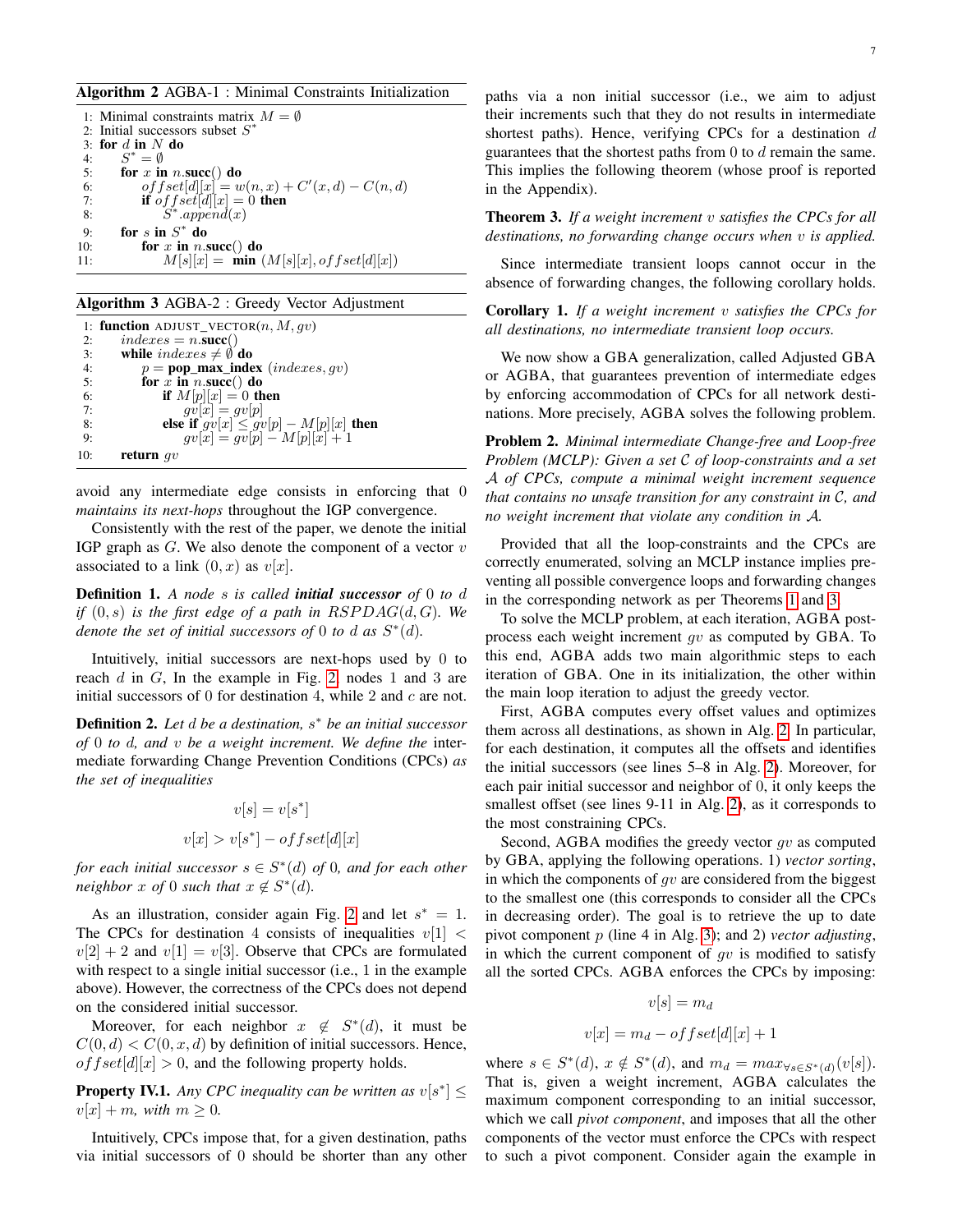**Algorithm 2** AGBA-1 : Minimal Constraints Initialization

```
1: Minimal constraints matrix M = ∅
2: Initial successors subset S*
3: for d in N do
4:     S* = ∅
5:     for x in n.succ() do
6:         offset[d][x] = w(n, x) + C'(x, d) − C(n, d)
7:         if offset[d][x] = 0 then
8:             S*.append(x)
9:     for s in S* do
10:        for x in n.succ() do
11:            M[s][x] = min (M[s][x], offset[d][x])
```

**Algorithm 3** AGBA-2 : Greedy Vector Adjustment

```
1: function ADJUST_VECTOR(n, M, gv)
2:     indexes = n.succ()
3:     while indexes ≠ ∅ do
4:         p = pop_max_index (indexes, gv)
5:         for x in n.succ() do
6:             if M[p][x] = 0 then
7:                 gv[x] = gv[p]
8:             else if gv[x] ≤ gv[p] − M[p][x] then
9:                 gv[x] = gv[p] − M[p][x] + 1
10:    return gv
```

avoid any intermediate edge consists in enforcing that 0 *maintains its next-hops* throughout the IGP convergence.

Consistently with the rest of the paper, we denote the initial IGP graph as $G$. We also denote the component of a vector $v$ associated to a link $(0, x)$ as $v[x]$.

**Definition 1.** *A node $s$ is called* ***initial successor*** *of 0 to $d$ if $(0, s)$ is the first edge of a path in $RSPDAG(d, G)$. We denote the set of initial successors of 0 to $d$ as $S^*(d)$.*

Intuitively, initial successors are next-hops used by 0 to reach $d$ in $G$, In the example in Fig. 2, nodes 1 and 3 are initial successors of 0 for destination 4, while 2 and $c$ are not.

**Definition 2.** *Let $d$ be a destination, $s^*$ be an initial successor of 0 to $d$, and $v$ be a weight increment. We define the* intermediate forwarding Change Prevention Conditions (CPCs) *as the set of inequalities*

$$v[s] = v[s^*]$$

$$v[x] > v[s^*] - offset[d][x]$$

*for each initial successor $s \in S^*(d)$ of 0, and for each other neighbor $x$ of 0 such that $x \notin S^*(d)$.*

As an illustration, consider again Fig. 2 and let $s^* = 1$. The CPCs for destination 4 consists of inequalities $v[1] < v[2] + 2$ and $v[1] = v[3]$. Observe that CPCs are formulated with respect to a single initial successor (i.e., 1 in the example above). However, the correctness of the CPCs does not depend on the considered initial successor.

Moreover, for each neighbor $x \notin S^*(d)$, it must be $C(0, d) < C(0, x, d)$ by definition of initial successors. Hence, $offset[d][x] > 0$, and the following property holds.

**Property IV.1.** *Any CPC inequality can be written as $v[s^*] \leq v[x] + m$, with $m \geq 0$.*

Intuitively, CPCs impose that, for a given destination, paths via initial successors of 0 should be shorter than any other paths via a non initial successor (i.e., we aim to adjust their increments such that they do not results in intermediate shortest paths). Hence, verifying CPCs for a destination $d$ guarantees that the shortest paths from 0 to $d$ remain the same. This implies the following theorem (whose proof is reported in the Appendix).

**Theorem 3.** *If a weight increment $v$ satisfies the CPCs for all destinations, no forwarding change occurs when $v$ is applied.*

Since intermediate transient loops cannot occur in the absence of forwarding changes, the following corollary holds.

**Corollary 1.** *If a weight increment $v$ satisfies the CPCs for all destinations, no intermediate transient loop occurs.*

We now show a GBA generalization, called Adjusted GBA or AGBA, that guarantees prevention of intermediate edges by enforcing accommodation of CPCs for all network destinations. More precisely, AGBA solves the following problem.

**Problem 2.** *Minimal intermediate Change-free and Loop-free Problem (MCLP): Given a set $\mathcal{C}$ of loop-constraints and a set $\mathcal{A}$ of CPCs, compute a minimal weight increment sequence that contains no unsafe transition for any constraint in $\mathcal{C}$, and no weight increment that violate any condition in $\mathcal{A}$.*

Provided that all the loop-constraints and the CPCs are correctly enumerated, solving an MCLP instance implies preventing all possible convergence loops and forwarding changes in the corresponding network as per Theorems 1 and 3.

To solve the MCLP problem, at each iteration, AGBA post-process each weight increment $gv$ as computed by GBA. To this end, AGBA adds two main algorithmic steps to each iteration of GBA. One in its initialization, the other within the main loop iteration to adjust the greedy vector.

First, AGBA computes every offset values and optimizes them across all destinations, as shown in Alg. 2. In particular, for each destination, it computes all the offsets and identifies the initial successors (see lines 5–8 in Alg. 2). Moreover, for each pair initial successor and neighbor of 0, it only keeps the smallest offset (see lines 9-11 in Alg. 2), as it corresponds to the most constraining CPCs.

Second, AGBA modifies the greedy vector $gv$ as computed by GBA, applying the following operations. 1) *vector sorting*, in which the components of $gv$ are considered from the biggest to the smallest one (this corresponds to consider all the CPCs in decreasing order). The goal is to retrieve the up to date pivot component $p$ (line 4 in Alg. 3); and 2) *vector adjusting*, in which the current component of $gv$ is modified to satisfy all the sorted CPCs. AGBA enforces the CPCs by imposing:

$$v[s] = m_d$$

$$v[x] = m_d - offset[d][x] + 1$$

where $s \in S^*(d)$, $x \notin S^*(d)$, and $m_d = max_{\forall s \in S^*(d)}(v[s])$. That is, given a weight increment, AGBA calculates the maximum component corresponding to an initial successor, which we call *pivot component*, and imposes that all the other components of the vector must enforce the CPCs with respect to such a pivot component. Consider again the example in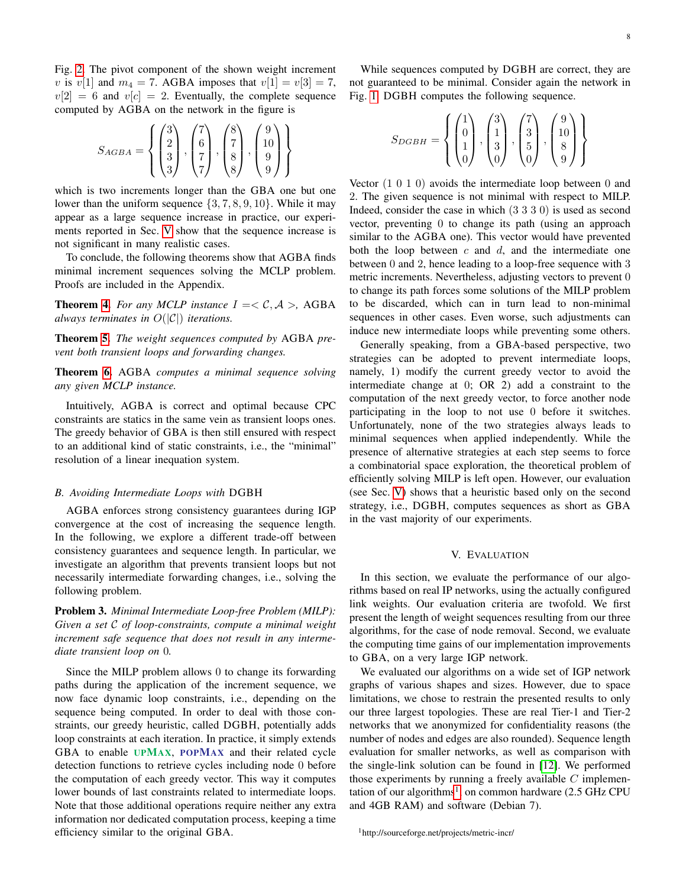Fig. 2. The pivot component of the shown weight increment $v$ is $v[1]$ and $m_4 = 7$. AGBA imposes that $v[1] = v[3] = 7$, $v[2] = 6$ and $v[c] = 2$. Eventually, the complete sequence computed by AGBA on the network in the figure is

$$S_{AGBA} = \left\{ \begin{pmatrix} 3 \\ 2 \\ 3 \\ 3 \end{pmatrix}, \begin{pmatrix} 7 \\ 6 \\ 7 \\ 7 \end{pmatrix}, \begin{pmatrix} 8 \\ 7 \\ 8 \\ 8 \end{pmatrix}, \begin{pmatrix} 9 \\ 10 \\ 9 \\ 9 \end{pmatrix} \right\}$$

which is two increments longer than the GBA one but one lower than the uniform sequence $\{3, 7, 8, 9, 10\}$. While it may appear as a large sequence increase in practice, our experiments reported in Sec. V show that the sequence increase is not significant in many realistic cases.

To conclude, the following theorems show that AGBA finds minimal increment sequences solving the MCLP problem. Proofs are included in the Appendix.

**Theorem 4.** *For any MCLP instance $I =< \mathcal{C}, \mathcal{A} >$, AGBA always terminates in $O(|\mathcal{C}|)$ iterations.*

**Theorem 5.** *The weight sequences computed by AGBA prevent both transient loops and forwarding changes.*

**Theorem 6.** AGBA *computes a minimal sequence solving any given MCLP instance.*

Intuitively, AGBA is correct and optimal because CPC constraints are statics in the same vein as transient loops ones. The greedy behavior of GBA is then still ensured with respect to an additional kind of static constraints, i.e., the "minimal" resolution of a linear inequation system.

### B. Avoiding Intermediate Loops with DGBH

AGBA enforces strong consistency guarantees during IGP convergence at the cost of increasing the sequence length. In the following, we explore a different trade-off between consistency guarantees and sequence length. In particular, we investigate an algorithm that prevents transient loops but not necessarily intermediate forwarding changes, i.e., solving the following problem.

**Problem 3.** *Minimal Intermediate Loop-free Problem (MILP): Given a set $\mathcal{C}$ of loop-constraints, compute a minimal weight increment safe sequence that does not result in any intermediate transient loop on 0.*

Since the MILP problem allows 0 to change its forwarding paths during the application of the increment sequence, we now face dynamic loop constraints, i.e., depending on the sequence being computed. In order to deal with those constraints, our greedy heuristic, called DGBH, potentially adds loop constraints at each iteration. In practice, it simply extends GBA to enable UPMAX, POPMAX and their related cycle detection functions to retrieve cycles including node 0 before the computation of each greedy vector. This way it computes lower bounds of last constraints related to intermediate loops. Note that those additional operations require neither any extra information nor dedicated computation process, keeping a time efficiency similar to the original GBA.

While sequences computed by DGBH are correct, they are not guaranteed to be minimal. Consider again the network in Fig. 1. DGBH computes the following sequence.

$$S_{DGBH} = \left\{ \begin{pmatrix} 1 \\ 0 \\ 1 \\ 0 \end{pmatrix}, \begin{pmatrix} 3 \\ 1 \\ 3 \\ 0 \end{pmatrix}, \begin{pmatrix} 7 \\ 3 \\ 5 \\ 0 \end{pmatrix}, \begin{pmatrix} 9 \\ 10 \\ 8 \\ 9 \end{pmatrix} \right\}$$

Vector $(1\ 0\ 1\ 0)$ avoids the intermediate loop between 0 and 2. The given sequence is not minimal with respect to MILP. Indeed, consider the case in which $(3\ 3\ 3\ 0)$ is used as second vector, preventing 0 to change its path (using an approach similar to the AGBA one). This vector would have prevented both the loop between $c$ and $d$, and the intermediate one between 0 and 2, hence leading to a loop-free sequence with 3 metric increments. Nevertheless, adjusting vectors to prevent 0 to change its path forces some solutions of the MILP problem to be discarded, which can in turn lead to non-minimal sequences in other cases. Even worse, such adjustments can induce new intermediate loops while preventing some others.

Generally speaking, from a GBA-based perspective, two strategies can be adopted to prevent intermediate loops, namely, 1) modify the current greedy vector to avoid the intermediate change at 0; OR 2) add a constraint to the computation of the next greedy vector, to force another node participating in the loop to not use 0 before it switches. Unfortunately, none of the two strategies always leads to minimal sequences when applied independently. While the presence of alternative strategies at each step seems to force a combinatorial space exploration, the theoretical problem of efficiently solving MILP is left open. However, our evaluation (see Sec. V) shows that a heuristic based only on the second strategy, i.e., DGBH, computes sequences as short as GBA in the vast majority of our experiments.

## V. Evaluation

In this section, we evaluate the performance of our algorithms based on real IP networks, using the actually configured link weights. Our evaluation criteria are twofold. We first present the length of weight sequences resulting from our three algorithms, for the case of node removal. Second, we evaluate the computing time gains of our implementation improvements to GBA, on a very large IGP network.

We evaluated our algorithms on a wide set of IGP network graphs of various shapes and sizes. However, due to space limitations, we chose to restrain the presented results to only our three largest topologies. These are real Tier-1 and Tier-2 networks that we anonymized for confidentiality reasons (the number of nodes and edges are also rounded). Sequence length evaluation for smaller networks, as well as comparison with the single-link solution can be found in [12]. We performed those experiments by running a freely available $C$ implementation of our algorithms[1] on common hardware (2.5 GHz CPU and 4GB RAM) and software (Debian 7).

[1] http://sourceforge.net/projects/metric-incr/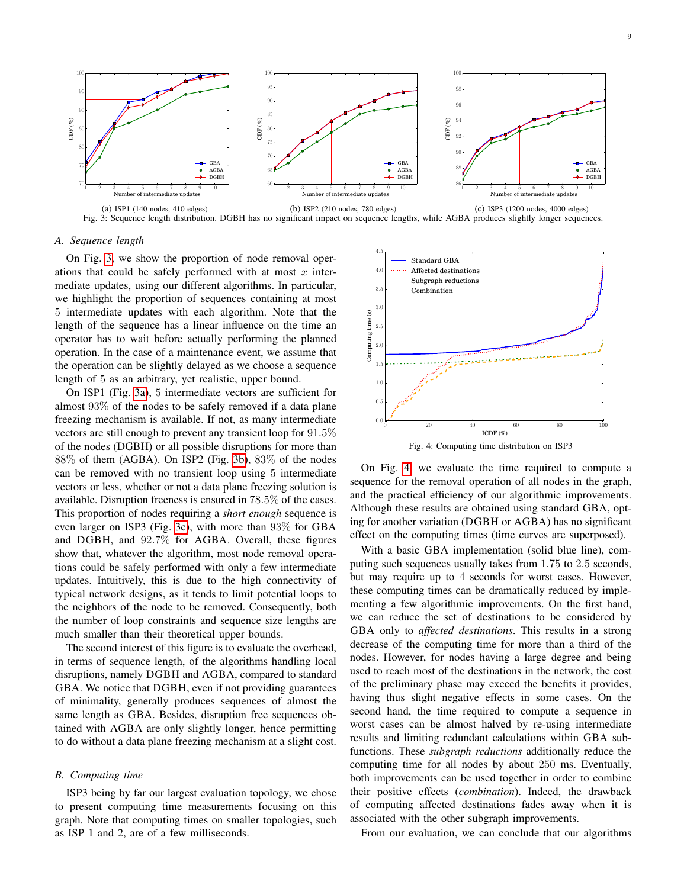Fig. 3: Sequence length distribution. DGBH has no significant impact on sequence lengths, while AGBA produces slightly longer sequences.

(a) ISP1 (140 nodes, 410 edges)

(b) ISP2 (210 nodes, 780 edges)

(c) ISP3 (1200 nodes, 4000 edges)

### A. Sequence length

On Fig. 3, we show the proportion of node removal operations that could be safely performed with at most $x$ intermediate updates, using our different algorithms. In particular, we highlight the proportion of sequences containing at most 5 intermediate updates with each algorithm. Note that the length of the sequence has a linear influence on the time an operator has to wait before actually performing the planned operation. In the case of a maintenance event, we assume that the operation can be slightly delayed as we choose a sequence length of 5 as an arbitrary, yet realistic, upper bound.

On ISP1 (Fig. 3a), 5 intermediate vectors are sufficient for almost 93% of the nodes to be safely removed if a data plane freezing mechanism is available. If not, as many intermediate vectors are still enough to prevent any transient loop for 91.5% of the nodes (DGBH) or all possible disruptions for more than 88% of them (AGBA). On ISP2 (Fig. 3b), 83% of the nodes can be removed with no transient loop using 5 intermediate vectors or less, whether or not a data plane freezing solution is available. Disruption freeness is ensured in 78.5% of the cases. This proportion of nodes requiring a *short enough* sequence is even larger on ISP3 (Fig. 3c), with more than 93% for GBA and DGBH, and 92.7% for AGBA. Overall, these figures show that, whatever the algorithm, most node removal operations could be safely performed with only a few intermediate updates. Intuitively, this is due to the high connectivity of typical network designs, as it tends to limit potential loops to the neighbors of the node to be removed. Consequently, both the number of loop constraints and sequence size lengths are much smaller than their theoretical upper bounds.

The second interest of this figure is to evaluate the overhead, in terms of sequence length, of the algorithms handling local disruptions, namely DGBH and AGBA, compared to standard GBA. We notice that DGBH, even if not providing guarantees of minimality, generally produces sequences of almost the same length as GBA. Besides, disruption free sequences obtained with AGBA are only slightly longer, hence permitting to do without a data plane freezing mechanism at a slight cost.

### B. Computing time

ISP3 being by far our largest evaluation topology, we chose to present computing time measurements focusing on this graph. Note that computing times on smaller topologies, such as ISP 1 and 2, are of a few milliseconds.

Fig. 4: Computing time distribution on ISP3

On Fig. 4, we evaluate the time required to compute a sequence for the removal operation of all nodes in the graph, and the practical efficiency of our algorithmic improvements. Although these results are obtained using standard GBA, opting for another variation (DGBH or AGBA) has no significant effect on the computing times (time curves are superposed).

With a basic GBA implementation (solid blue line), computing such sequences usually takes from 1.75 to 2.5 seconds, but may require up to 4 seconds for worst cases. However, these computing times can be dramatically reduced by implementing a few algorithmic improvements. On the first hand, we can reduce the set of destinations to be considered by GBA only to *affected destinations*. This results in a strong decrease of the computing time for more than a third of the nodes. However, for nodes having a large degree and being used to reach most of the destinations in the network, the cost of the preliminary phase may exceed the benefits it provides, having thus slight negative effects in some cases. On the second hand, the time required to compute a sequence in worst cases can be almost halved by re-using intermediate results and limiting redundant calculations within GBA subfunctions. These *subgraph reductions* additionally reduce the computing time for all nodes by about 250 ms. Eventually, both improvements can be used together in order to combine their positive effects (*combination*). Indeed, the drawback of computing affected destinations fades away when it is associated with the other subgraph improvements.

From our evaluation, we can conclude that our algorithms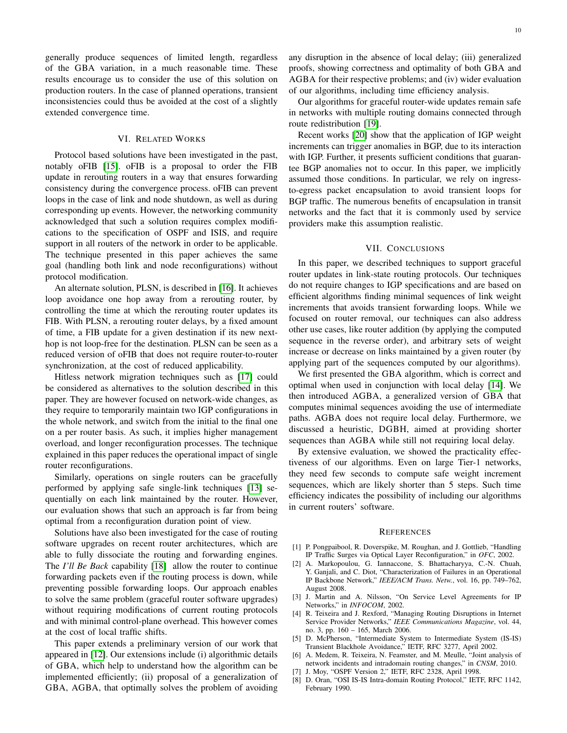generally produce sequences of limited length, regardless of the GBA variation, in a much reasonable time. These results encourage us to consider the use of this solution on production routers. In the case of planned operations, transient inconsistencies could thus be avoided at the cost of a slightly extended convergence time.

## VI. Related Works

Protocol based solutions have been investigated in the past, notably oFIB [15]. oFIB is a proposal to order the FIB update in rerouting routers in a way that ensures forwarding consistency during the convergence process. oFIB can prevent loops in the case of link and node shutdown, as well as during corresponding up events. However, the networking community acknowledged that such a solution requires complex modifications to the specification of OSPF and ISIS, and require support in all routers of the network in order to be applicable. The technique presented in this paper achieves the same goal (handling both link and node reconfigurations) without protocol modification.

An alternate solution, PLSN, is described in [16]. It achieves loop avoidance one hop away from a rerouting router, by controlling the time at which the rerouting router updates its FIB. With PLSN, a rerouting router delays, by a fixed amount of time, a FIB update for a given destination if its new next-hop is not loop-free for the destination. PLSN can be seen as a reduced version of oFIB that does not require router-to-router synchronization, at the cost of reduced applicability.

Hitless network migration techniques such as [17] could be considered as alternatives to the solution described in this paper. They are however focused on network-wide changes, as they require to temporarily maintain two IGP configurations in the whole network, and switch from the initial to the final one on a per router basis. As such, it implies higher management overload, and longer reconfiguration processes. The technique explained in this paper reduces the operational impact of single router reconfigurations.

Similarly, operations on single routers can be gracefully performed by applying safe single-link techniques [13] sequentially on each link maintained by the router. However, our evaluation shows that such an approach is far from being optimal from a reconfiguration duration point of view.

Solutions have also been investigated for the case of routing software upgrades on recent router architectures, which are able to fully dissociate the routing and forwarding engines. The *I'll Be Back* capability [18] allow the router to continue forwarding packets even if the routing process is down, while preventing possible forwarding loops. Our approach enables to solve the same problem (graceful router software upgrades) without requiring modifications of current routing protocols and with minimal control-plane overhead. This however comes at the cost of local traffic shifts.

This paper extends a preliminary version of our work that appeared in [12]. Our extensions include (i) algorithmic details of GBA, which help to understand how the algorithm can be implemented efficiently; (ii) proposal of a generalization of GBA, AGBA, that optimally solves the problem of avoiding any disruption in the absence of local delay; (iii) generalized proofs, showing correctness and optimality of both GBA and AGBA for their respective problems; and (iv) wider evaluation of our algorithms, including time efficiency analysis.

Our algorithms for graceful router-wide updates remain safe in networks with multiple routing domains connected through route redistribution [19].

Recent works [20] show that the application of IGP weight increments can trigger anomalies in BGP, due to its interaction with IGP. Further, it presents sufficient conditions that guarantee BGP anomalies not to occur. In this paper, we implicitly assumed those conditions. In particular, we rely on ingress-to-egress packet encapsulation to avoid transient loops for BGP traffic. The numerous benefits of encapsulation in transit networks and the fact that it is commonly used by service providers make this assumption realistic.

## VII. Conclusions

In this paper, we described techniques to support graceful router updates in link-state routing protocols. Our techniques do not require changes to IGP specifications and are based on efficient algorithms finding minimal sequences of link weight increments that avoids transient forwarding loops. While we focused on router removal, our techniques can also address other use cases, like router addition (by applying the computed sequence in the reverse order), and arbitrary sets of weight increase or decrease on links maintained by a given router (by applying part of the sequences computed by our algorithms).

We first presented the GBA algorithm, which is correct and optimal when used in conjunction with local delay [14]. We then introduced AGBA, a generalized version of GBA that computes minimal sequences avoiding the use of intermediate paths. AGBA does not require local delay. Furthermore, we discussed a heuristic, DGBH, aimed at providing shorter sequences than AGBA while still not requiring local delay.

By extensive evaluation, we showed the practicality effectiveness of our algorithms. Even on large Tier-1 networks, they need few seconds to compute safe weight increment sequences, which are likely shorter than 5 steps. Such time efficiency indicates the possibility of including our algorithms in current routers' software.

## References

[1] P. Pongpaibool, R. Doverspike, M. Roughan, and J. Gottlieb, "Handling IP Traffic Surges via Optical Layer Reconfiguration," in *OFC*, 2002.

[2] A. Markopoulou, G. Iannaccone, S. Bhattacharyya, C.-N. Chuah, Y. Ganjali, and C. Diot, "Characterization of Failures in an Operational IP Backbone Network," *IEEE/ACM Trans. Netw.*, vol. 16, pp. 749–762, August 2008.

[3] J. Martin and A. Nilsson, "On Service Level Agreements for IP Networks," in *INFOCOM*, 2002.

[4] R. Teixeira and J. Rexford, "Managing Routing Disruptions in Internet Service Provider Networks," *IEEE Communications Magazine*, vol. 44, no. 3, pp. 160 – 165, March 2006.

[5] D. McPherson, "Intermediate System to Intermediate System (IS-IS) Transient Blackhole Avoidance," IETF, RFC 3277, April 2002.

[6] A. Medem, R. Teixeira, N. Feamster, and M. Meulle, "Joint analysis of network incidents and intradomain routing changes," in *CNSM*, 2010.

[7] J. Moy, "OSPF Version 2," IETF, RFC 2328, April 1998.

[8] D. Oran, "OSI IS-IS Intra-domain Routing Protocol," IETF, RFC 1142, February 1990.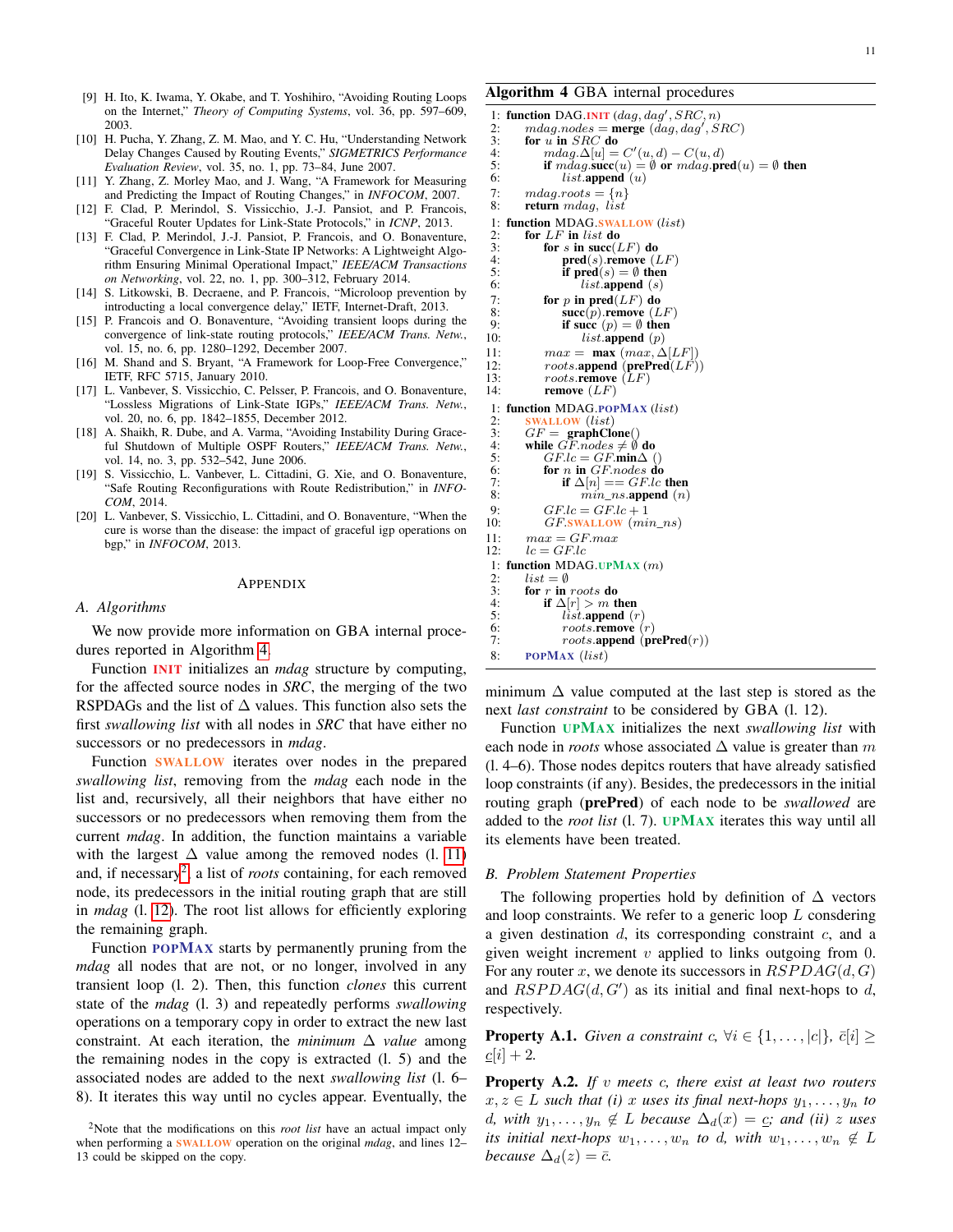[9] H. Ito, K. Iwama, Y. Okabe, and T. Yoshihiro, "Avoiding Routing Loops on the Internet," *Theory of Computing Systems*, vol. 36, pp. 597–609, 2003.

[10] H. Pucha, Y. Zhang, Z. M. Mao, and Y. C. Hu, "Understanding Network Delay Changes Caused by Routing Events," *SIGMETRICS Performance Evaluation Review*, vol. 35, no. 1, pp. 73–84, June 2007.

[11] Y. Zhang, Z. Morley Mao, and J. Wang, "A Framework for Measuring and Predicting the Impact of Routing Changes," in *INFOCOM*, 2007.

[12] F. Clad, P. Merindol, S. Vissicchio, J.-J. Pansiot, and P. Francois, "Graceful Router Updates for Link-State Protocols," in *ICNP*, 2013.

[13] F. Clad, P. Merindol, J.-J. Pansiot, P. Francois, and O. Bonaventure, "Graceful Convergence in Link-State IP Networks: A Lightweight Algorithm Ensuring Minimal Operational Impact," *IEEE/ACM Transactions on Networking*, vol. 22, no. 1, pp. 300–312, February 2014.

[14] S. Litkowski, B. Decraene, and P. Francois, "Microloop prevention by introducting a local convergence delay," IETF, Internet-Draft, 2013.

[15] P. Francois and O. Bonaventure, "Avoiding transient loops during the convergence of link-state routing protocols," *IEEE/ACM Trans. Netw.*, vol. 15, no. 6, pp. 1280–1292, December 2007.

[16] M. Shand and S. Bryant, "A Framework for Loop-Free Convergence," IETF, RFC 5715, January 2010.

[17] L. Vanbever, S. Vissicchio, C. Pelsser, P. Francois, and O. Bonaventure, "Lossless Migrations of Link-State IGPs," *IEEE/ACM Trans. Netw.*, vol. 20, no. 6, pp. 1842–1855, December 2012.

[18] A. Shaikh, R. Dube, and A. Varma, "Avoiding Instability During Graceful Shutdown of Multiple OSPF Routers," *IEEE/ACM Trans. Netw.*, vol. 14, no. 3, pp. 532–542, June 2006.

[19] S. Vissicchio, L. Vanbever, L. Cittadini, G. Xie, and O. Bonaventure, "Safe Routing Reconfigurations with Route Redistribution," in *INFOCOM*, 2014.

[20] L. Vanbever, S. Vissicchio, L. Cittadini, and O. Bonaventure, "When the cure is worse than the disease: the impact of graceful igp operations on bgp," in *INFOCOM*, 2013.

## Appendix

### A. Algorithms

We now provide more information on GBA internal procedures reported in Algorithm 4.

Function **INIT** initializes an *mdag* structure by computing, for the affected source nodes in *SRC*, the merging of the two RSPDAGs and the list of $\Delta$ values. This function also sets the first *swallowing list* with all nodes in *SRC* that have either no successors or no predecessors in *mdag*.

Function **SWALLOW** iterates over nodes in the prepared *swallowing list*, removing from the *mdag* each node in the list and, recursively, all their neighbors that have either no successors or no predecessors when removing them from the current *mdag*. In addition, the function maintains a variable with the largest $\Delta$ value among the removed nodes (l. 11) and, if necessary[2], a list of *roots* containing, for each removed node, its predecessors in the initial routing graph that are still in *mdag* (l. 12). The root list allows for efficiently exploring the remaining graph.

Function **POPMAX** starts by permanently pruning from the *mdag* all nodes that are not, or no longer, involved in any transient loop (l. 2). Then, this function *clones* this current state of the *mdag* (l. 3) and repeatedly performs *swallowing* operations on a temporary copy in order to extract the new last constraint. At each iteration, the *minimum* $\Delta$ *value* among the remaining nodes in the copy is extracted (l. 5) and the associated nodes are added to the next *swallowing list* (l. 6–8). It iterates this way until no cycles appear. Eventually, the minimum $\Delta$ value computed at the last step is stored as the next *last constraint* to be considered by GBA (l. 12).

Function **UPMAX** initializes the next *swallowing list* with each node in *roots* whose associated $\Delta$ value is greater than $m$ (l. 4–6). Those nodes depicts routers that have already satisfied loop constraints (if any). Besides, the predecessors in the initial routing graph (**prePred**) of each node to be *swallowed* are added to the *root list* (l. 7). **UPMAX** iterates this way until all its elements have been treated.

[2] Note that the modifications on this *root list* have an actual impact only when performing a **SWALLOW** operation on the original *mdag*, and lines 12–13 could be skipped on the copy.

**Algorithm 4** GBA internal procedures

```
1: function DAG.INIT (dag, dag', SRC, n)
2:     mdag.nodes = merge (dag, dag', SRC)
3:     for u in SRC do
4:         mdag.Δ[u] = C'(u, d) − C(u, d)
5:         if mdag.succ(u) = ∅ or mdag.pred(u) = ∅ then
6:             list.append (u)
7:     mdag.roots = {n}
8:     return mdag, list

1: function MDAG.SWALLOW (list)
2:     for LF in list do
3:         for s in succ(LF) do
4:             pred(s).remove (LF)
5:             if pred(s) = ∅ then
6:                 list.append (s)
7:         for p in pred(LF) do
8:             succ(p).remove (LF)
9:             if succ (p) = ∅ then
10:                list.append (p)
11:        max = max (max, Δ[LF])
12:        roots.append (prePred(LF))
13:        roots.remove (LF)
14:        remove (LF)

1: function MDAG.POPMAX (list)
2:     SWALLOW (list)
3:     GF = graphClone()
4:     while GF.nodes ≠ ∅ do
5:         GF.lc = GF.minΔ ()
6:         for n in GF.nodes do
7:             if Δ[n] == GF.lc then
8:                 min_ns.append (n)
9:         GF.lc = GF.lc + 1
10:        GF.SWALLOW (min_ns)
11:    max = GF.max
12:    lc = GF.lc

1: function MDAG.UPMAX (m)
2:     list = ∅
3:     for r in roots do
4:         if Δ[r] > m then
5:             list.append (r)
6:             roots.remove (r)
7:             roots.append (prePred(r))
8:     POPMAX (list)
```

### B. Problem Statement Properties

The following properties hold by definition of $\Delta$ vectors and loop constraints. We refer to a generic loop $L$ consdering a given destination $d$, its corresponding constraint $c$, and a given weight increment $v$ applied to links outgoing from 0. For any router $x$, we denote its successors in $RSPDAG(d, G)$ and $RSPDAG(d, G')$ as its initial and final next-hops to $d$, respectively.

**Property A.1.** *Given a constraint $c$, $\forall i \in \{1, \ldots, |c|\}$, $\bar{c}[i] \geq \underline{c}[i] + 2$.*

**Property A.2.** *If $v$ meets $c$, there exist at least two routers $x, z \in L$ such that (i) $x$ uses its final next-hops $y_1, \ldots, y_n$ to $d$, with $y_1, \ldots, y_n \notin L$ because $\Delta_d(x) = \underline{c}$; and (ii) $z$ uses its initial next-hops $w_1, \ldots, w_n$ to $d$, with $w_1, \ldots, w_n \notin L$ because $\Delta_d(z) = \bar{c}$.*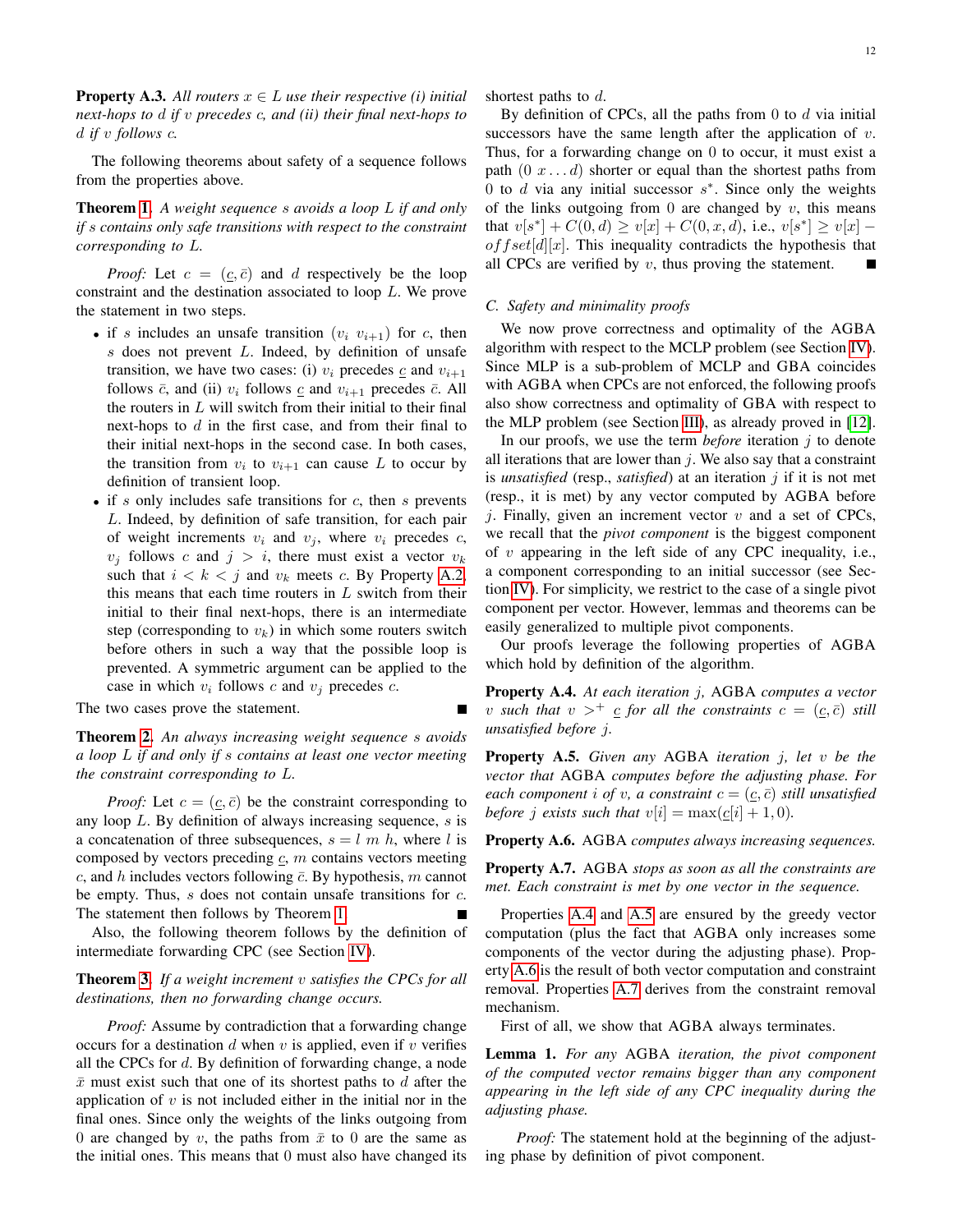**Property A.3.** *All routers $x \in L$ use their respective (i) initial next-hops to $d$ if $v$ precedes $c$, and (ii) their final next-hops to $d$ if $v$ follows $c$.*

The following theorems about safety of a sequence follows from the properties above.

**Theorem 1.** *A weight sequence $s$ avoids a loop $L$ if and only if $s$ contains only safe transitions with respect to the constraint corresponding to $L$.*

*Proof:* Let $c = (\underline{c}, \bar{c})$ and $d$ respectively be the loop constraint and the destination associated to loop $L$. We prove the statement in two steps.

- if $s$ includes an unsafe transition $(v_i \; v_{i+1})$ for $c$, then $s$ does not prevent $L$. Indeed, by definition of unsafe transition, we have two cases: (i) $v_i$ precedes $\underline{c}$ and $v_{i+1}$ follows $\bar{c}$, and (ii) $v_i$ follows $\underline{c}$ and $v_{i+1}$ precedes $\bar{c}$. All the routers in $L$ will switch from their initial to their final next-hops to $d$ in the first case, and from their final to their initial next-hops in the second case. In both cases, the transition from $v_i$ to $v_{i+1}$ can cause $L$ to occur by definition of transient loop.
- if $s$ only includes safe transitions for $c$, then $s$ prevents $L$. Indeed, by definition of safe transition, for each pair of weight increments $v_i$ and $v_j$, where $v_i$ precedes $c$, $v_j$ follows $c$ and $j > i$, there must exist a vector $v_k$ such that $i < k < j$ and $v_k$ meets $c$. By Property A.2, this means that each time routers in $L$ switch from their initial to their final next-hops, there is an intermediate step (corresponding to $v_k$) in which some routers switch before others in such a way that the possible loop is prevented. A symmetric argument can be applied to the case in which $v_i$ follows $c$ and $v_j$ precedes $c$.

The two cases prove the statement. ∎

**Theorem 2.** *An always increasing weight sequence $s$ avoids a loop $L$ if and only if $s$ contains at least one vector meeting the constraint corresponding to $L$.*

*Proof:* Let $c = (\underline{c}, \bar{c})$ be the constraint corresponding to any loop $L$. By definition of always increasing sequence, $s$ is a concatenation of three subsequences, $s = l \; m \; h$, where $l$ is composed by vectors preceding $\underline{c}$, $m$ contains vectors meeting $c$, and $h$ includes vectors following $\bar{c}$. By hypothesis, $m$ cannot be empty. Thus, $s$ does not contain unsafe transitions for $c$. The statement then follows by Theorem 1. ∎

Also, the following theorem follows by the definition of intermediate forwarding CPC (see Section IV).

**Theorem 3.** *If a weight increment $v$ satisfies the CPCs for all destinations, then no forwarding change occurs.*

*Proof:* Assume by contradiction that a forwarding change occurs for a destination $d$ when $v$ is applied, even if $v$ verifies all the CPCs for $d$. By definition of forwarding change, a node $\bar{x}$ must exist such that one of its shortest paths to $d$ after the application of $v$ is not included either in the initial nor in the final ones. Since only the weights of the links outgoing from 0 are changed by $v$, the paths from $\bar{x}$ to 0 are the same as the initial ones. This means that 0 must also have changed its shortest paths to $d$.

By definition of CPCs, all the paths from 0 to $d$ via initial successors have the same length after the application of $v$. Thus, for a forwarding change on 0 to occur, it must exist a path $(0 \; x \ldots d)$ shorter or equal than the shortest paths from 0 to $d$ via any initial successor $s^*$. Since only the weights of the links outgoing from 0 are changed by $v$, this means that $v[s^*] + C(0, d) \geq v[x] + C(0, x, d)$, i.e., $v[s^*] \geq v[x] - offset[d][x]$. This inequality contradicts the hypothesis that all CPCs are verified by $v$, thus proving the statement. ∎

### C. Safety and minimality proofs

We now prove correctness and optimality of the AGBA algorithm with respect to the MCLP problem (see Section IV). Since MLP is a sub-problem of MCLP and GBA coincides with AGBA when CPCs are not enforced, the following proofs also show correctness and optimality of GBA with respect to the MLP problem (see Section III), as already proved in [12].

In our proofs, we use the term *before* iteration $j$ to denote all iterations that are lower than $j$. We also say that a constraint is *unsatisfied* (resp., *satisfied*) at an iteration $j$ if it is not met (resp., it is met) by any vector computed by AGBA before $j$. Finally, given an increment vector $v$ and a set of CPCs, we recall that the *pivot component* is the biggest component of $v$ appearing in the left side of any CPC inequality, i.e., a component corresponding to an initial successor (see Section IV). For simplicity, we restrict to the case of a single pivot component per vector. However, lemmas and theorems can be easily generalized to multiple pivot components.

Our proofs leverage the following properties of AGBA which hold by definition of the algorithm.

**Property A.4.** *At each iteration $j$,* AGBA *computes a vector $v$ such that $v >^+ \underline{c}$ for all the constraints $c = (\underline{c}, \bar{c})$ still unsatisfied before $j$.*

**Property A.5.** *Given any* AGBA *iteration $j$, let $v$ be the vector that* AGBA *computes before the adjusting phase. For each component $i$ of $v$, a constraint $c = (\underline{c}, \bar{c})$ still unsatisfied before $j$ exists such that $v[i] = \max(\underline{c}[i] + 1, 0)$.*

**Property A.6.** AGBA *computes always increasing sequences.*

**Property A.7.** AGBA *stops as soon as all the constraints are met. Each constraint is met by one vector in the sequence.*

Properties A.4 and A.5 are ensured by the greedy vector computation (plus the fact that AGBA only increases some components of the vector during the adjusting phase). Property A.6 is the result of both vector computation and constraint removal. Properties A.7 derives from the constraint removal mechanism.

First of all, we show that AGBA always terminates.

**Lemma 1.** *For any* AGBA *iteration, the pivot component of the computed vector remains bigger than any component appearing in the left side of any CPC inequality during the adjusting phase.*

*Proof:* The statement hold at the beginning of the adjusting phase by definition of pivot component.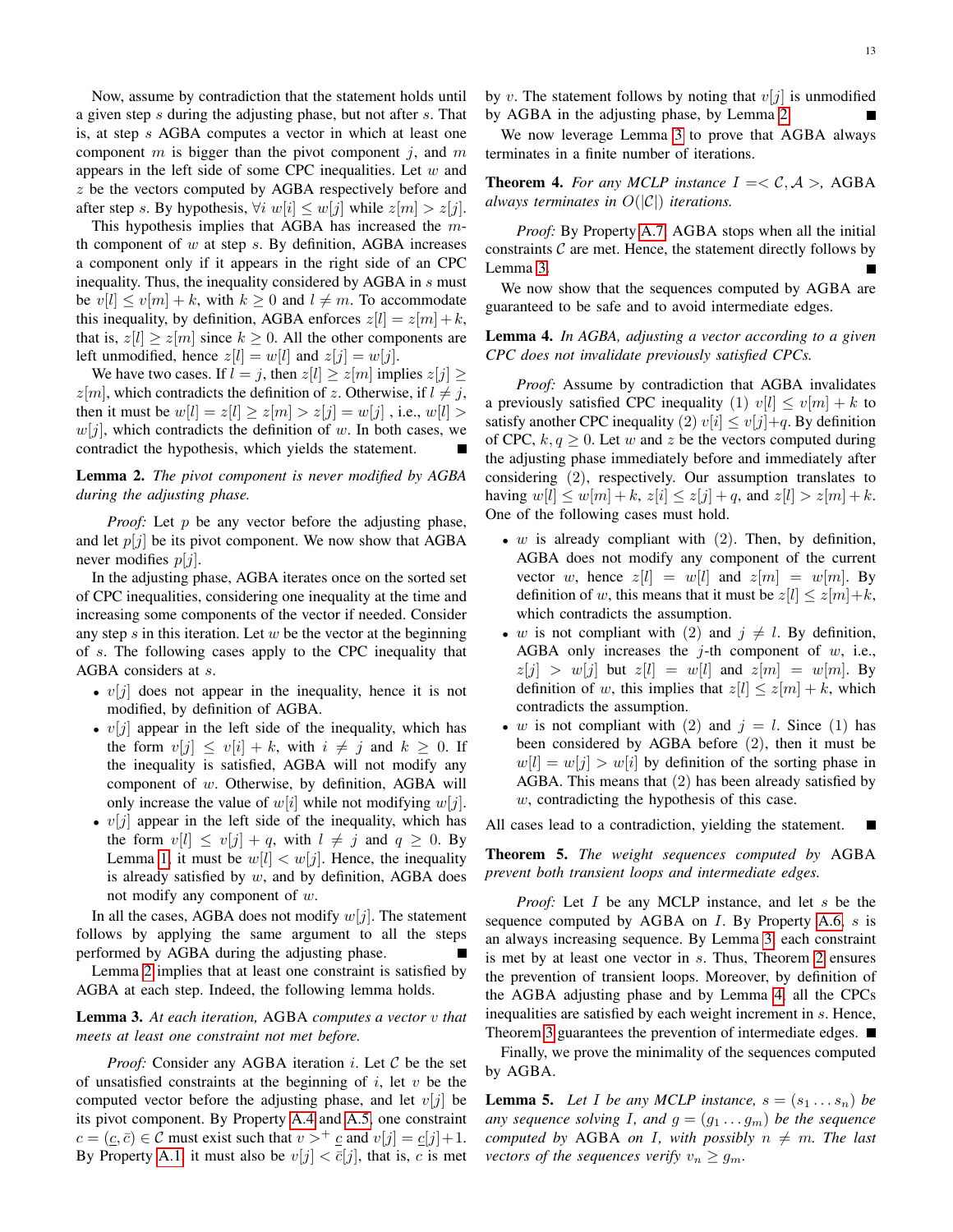Now, assume by contradiction that the statement holds until a given step $s$ during the adjusting phase, but not after $s$. That is, at step $s$ AGBA computes a vector in which at least one component $m$ is bigger than the pivot component $j$, and $m$ appears in the left side of some CPC inequalities. Let $w$ and $z$ be the vectors computed by AGBA respectively before and after step $s$. By hypothesis, $\forall i \; w[i] \leq w[j]$ while $z[m] > z[j]$.

This hypothesis implies that AGBA has increased the $m$-th component of $w$ at step $s$. By definition, AGBA increases a component only if it appears in the right side of an CPC inequality. Thus, the inequality considered by AGBA in $s$ must be $v[l] \leq v[m] + k$, with $k \geq 0$ and $l \neq m$. To accommodate this inequality, by definition, AGBA enforces $z[l] = z[m] + k$, that is, $z[l] \geq z[m]$ since $k \geq 0$. All the other components are left unmodified, hence $z[l] = w[l]$ and $z[j] = w[j]$.

We have two cases. If $l = j$, then $z[l] \geq z[m]$ implies $z[j] \geq z[m]$, which contradicts the definition of $z$. Otherwise, if $l \neq j$, then it must be $w[l] = z[l] \geq z[m] > z[j] = w[j]$ , i.e., $w[l] > w[j]$, which contradicts the definition of $w$. In both cases, we contradict the hypothesis, which yields the statement. ∎

**Lemma 2.** *The pivot component is never modified by AGBA during the adjusting phase.*

*Proof:* Let $p$ be any vector before the adjusting phase, and let $p[j]$ be its pivot component. We now show that AGBA never modifies $p[j]$.

In the adjusting phase, AGBA iterates once on the sorted set of CPC inequalities, considering one inequality at the time and increasing some components of the vector if needed. Consider any step $s$ in this iteration. Let $w$ be the vector at the beginning of $s$. The following cases apply to the CPC inequality that AGBA considers at $s$.

- $v[j]$ does not appear in the inequality, hence it is not modified, by definition of AGBA.
- $v[j]$ appear in the left side of the inequality, which has the form $v[j] \leq v[i] + k$, with $i \neq j$ and $k \geq 0$. If the inequality is satisfied, AGBA will not modify any component of $w$. Otherwise, by definition, AGBA will only increase the value of $w[i]$ while not modifying $w[j]$.
- $v[j]$ appear in the left side of the inequality, which has the form $v[l] \leq v[j] + q$, with $l \neq j$ and $q \geq 0$. By Lemma 1, it must be $w[l] < w[j]$. Hence, the inequality is already satisfied by $w$, and by definition, AGBA does not modify any component of $w$.

In all the cases, AGBA does not modify $w[j]$. The statement follows by applying the same argument to all the steps performed by AGBA during the adjusting phase. ∎

Lemma 2 implies that at least one constraint is satisfied by AGBA at each step. Indeed, the following lemma holds.

**Lemma 3.** *At each iteration,* AGBA *computes a vector $v$ that meets at least one constraint not met before.*

*Proof:* Consider any AGBA iteration $i$. Let $\mathcal{C}$ be the set of unsatisfied constraints at the beginning of $i$, let $v$ be the computed vector before the adjusting phase, and let $v[j]$ be its pivot component. By Property A.4 and A.5, one constraint $c = (\underline{c}, \bar{c}) \in \mathcal{C}$ must exist such that $v >^{+} \underline{c}$ and $v[j] = \underline{c}[j]+1$. By Property A.1, it must also be $v[j] < \bar{c}[j]$, that is, $c$ is met by $v$. The statement follows by noting that $v[j]$ is unmodified by AGBA in the adjusting phase, by Lemma 2. ∎

We now leverage Lemma 3 to prove that AGBA always terminates in a finite number of iterations.

**Theorem 4.** *For any MCLP instance $I =< \mathcal{C}, \mathcal{A} >$,* AGBA *always terminates in $O(|\mathcal{C}|)$ iterations.*

*Proof:* By Property A.7, AGBA stops when all the initial constraints $\mathcal{C}$ are met. Hence, the statement directly follows by Lemma 3. ∎

We now show that the sequences computed by AGBA are guaranteed to be safe and to avoid intermediate edges.

**Lemma 4.** *In AGBA, adjusting a vector according to a given CPC does not invalidate previously satisfied CPCs.*

*Proof:* Assume by contradiction that AGBA invalidates a previously satisfied CPC inequality (1) $v[l] \leq v[m] + k$ to satisfy another CPC inequality (2) $v[i] \leq v[j]+q$. By definition of CPC, $k, q \geq 0$. Let $w$ and $z$ be the vectors computed during the adjusting phase immediately before and immediately after considering (2), respectively. Our assumption translates to having $w[l] \leq w[m] + k$, $z[i] \leq z[j] + q$, and $z[l] > z[m] + k$. One of the following cases must hold.

- $w$ is already compliant with (2). Then, by definition, AGBA does not modify any component of the current vector $w$, hence $z[l] = w[l]$ and $z[m] = w[m]$. By definition of $w$, this means that it must be $z[l] \leq z[m]+k$, which contradicts the assumption.
- $w$ is not compliant with (2) and $j \neq l$. By definition, AGBA only increases the $j$-th component of $w$, i.e., $z[j] > w[j]$ but $z[l] = w[l]$ and $z[m] = w[m]$. By definition of $w$, this implies that $z[l] \leq z[m] + k$, which contradicts the assumption.
- $w$ is not compliant with (2) and $j = l$. Since (1) has been considered by AGBA before (2), then it must be $w[l] = w[j] > w[i]$ by definition of the sorting phase in AGBA. This means that (2) has been already satisfied by $w$, contradicting the hypothesis of this case.

All cases lead to a contradiction, yielding the statement. ∎

**Theorem 5.** *The weight sequences computed by* AGBA *prevent both transient loops and intermediate edges.*

*Proof:* Let $I$ be any MCLP instance, and let $s$ be the sequence computed by AGBA on $I$. By Property A.6, $s$ is an always increasing sequence. By Lemma 3, each constraint is met by at least one vector in $s$. Thus, Theorem 2 ensures the prevention of transient loops. Moreover, by definition of the AGBA adjusting phase and by Lemma 4, all the CPCs inequalities are satisfied by each weight increment in $s$. Hence, Theorem 3 guarantees the prevention of intermediate edges. ∎

Finally, we prove the minimality of the sequences computed by AGBA.

**Lemma 5.** *Let $I$ be any MCLP instance, $s = (s_1 \dots s_n)$ be any sequence solving $I$, and $g = (g_1 \dots g_m)$ be the sequence computed by* AGBA *on $I$, with possibly $n \neq m$. The last vectors of the sequences verify $v_n \geq g_m$.*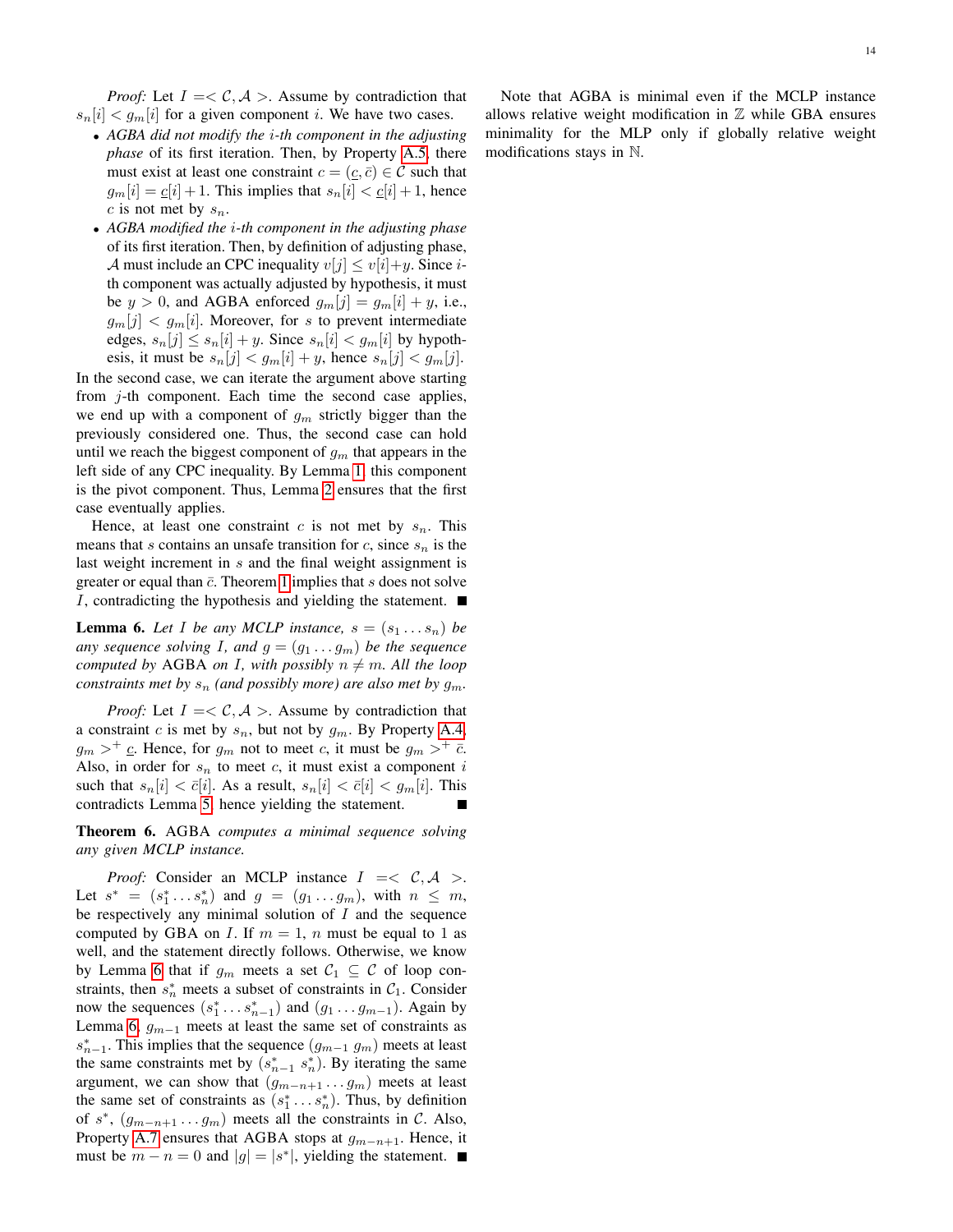*Proof:* Let $I =< \mathcal{C}, \mathcal{A} >$. Assume by contradiction that $s_n[i] < g_m[i]$ for a given component $i$. We have two cases.

- *AGBA did not modify the $i$-th component in the adjusting phase* of its first iteration. Then, by Property A.5, there must exist at least one constraint $c = (\underline{c}, \bar{c}) \in \mathcal{C}$ such that $g_m[i] = \underline{c}[i] + 1$. This implies that $s_n[i] < \underline{c}[i] + 1$, hence $c$ is not met by $s_n$.
- *AGBA modified the $i$-th component in the adjusting phase* of its first iteration. Then, by definition of adjusting phase, $\mathcal{A}$ must include an CPC inequality $v[j] \leq v[i]+y$. Since $i$-th component was actually adjusted by hypothesis, it must be $y > 0$, and AGBA enforced $g_m[j] = g_m[i] + y$, i.e., $g_m[j] < g_m[i]$. Moreover, for $s$ to prevent intermediate edges, $s_n[j] \leq s_n[i] + y$. Since $s_n[i] < g_m[i]$ by hypothesis, it must be $s_n[j] < g_m[i] + y$, hence $s_n[j] < g_m[j]$.

In the second case, we can iterate the argument above starting from $j$-th component. Each time the second case applies, we end up with a component of $g_m$ strictly bigger than the previously considered one. Thus, the second case can hold until we reach the biggest component of $g_m$ that appears in the left side of any CPC inequality. By Lemma 1, this component is the pivot component. Thus, Lemma 2 ensures that the first case eventually applies.

Hence, at least one constraint $c$ is not met by $s_n$. This means that $s$ contains an unsafe transition for $c$, since $s_n$ is the last weight increment in $s$ and the final weight assignment is greater or equal than $\bar{c}$. Theorem 1 implies that $s$ does not solve $I$, contradicting the hypothesis and yielding the statement. ∎

**Lemma 6.** *Let $I$ be any MCLP instance, $s = (s_1 \dots s_n)$ be any sequence solving $I$, and $g = (g_1 \dots g_m)$ be the sequence computed by* AGBA *on $I$, with possibly $n \neq m$. All the loop constraints met by $s_n$ (and possibly more) are also met by $g_m$.*

*Proof:* Let $I =< \mathcal{C}, \mathcal{A} >$. Assume by contradiction that a constraint $c$ is met by $s_n$, but not by $g_m$. By Property A.4, $g_m >^+ \underline{c}$. Hence, for $g_m$ not to meet $c$, it must be $g_m >^+ \bar{c}$. Also, in order for $s_n$ to meet $c$, it must exist a component $i$ such that $s_n[i] < \bar{c}[i]$. As a result, $s_n[i] < \bar{c}[i] < g_m[i]$. This contradicts Lemma 5, hence yielding the statement. ∎

**Theorem 6.** AGBA *computes a minimal sequence solving any given MCLP instance.*

*Proof:* Consider an MCLP instance $I =< \mathcal{C}, \mathcal{A} >$. Let $s^* = (s^*_1 \dots s^*_n)$ and $g = (g_1 \dots g_m)$, with $n \leq m$, be respectively any minimal solution of $I$ and the sequence computed by GBA on $I$. If $m = 1$, $n$ must be equal to 1 as well, and the statement directly follows. Otherwise, we know by Lemma 6 that if $g_m$ meets a set $\mathcal{C}_1 \subseteq \mathcal{C}$ of loop constraints, then $s^*_n$ meets a subset of constraints in $\mathcal{C}_1$. Consider now the sequences $(s^*_1 \dots s^*_{n-1})$ and $(g_1 \dots g_{m-1})$. Again by Lemma 6, $g_{m-1}$ meets at least the same set of constraints as $s^*_{n-1}$. This implies that the sequence $(g_{m-1}\ g_m)$ meets at least the same constraints met by $(s^*_{n-1}\ s^*_n)$. By iterating the same argument, we can show that $(g_{m-n+1} \dots g_m)$ meets at least the same set of constraints as $(s^*_1 \dots s^*_n)$. Thus, by definition of $s^*$, $(g_{m-n+1} \dots g_m)$ meets all the constraints in $\mathcal{C}$. Also, Property A.7 ensures that AGBA stops at $g_{m-n+1}$. Hence, it must be $m - n = 0$ and $|g| = |s^*|$, yielding the statement. ∎

Note that AGBA is minimal even if the MCLP instance allows relative weight modification in $\mathbb{Z}$ while GBA ensures minimality for the MLP only if globally relative weight modifications stays in $\mathbb{N}$.